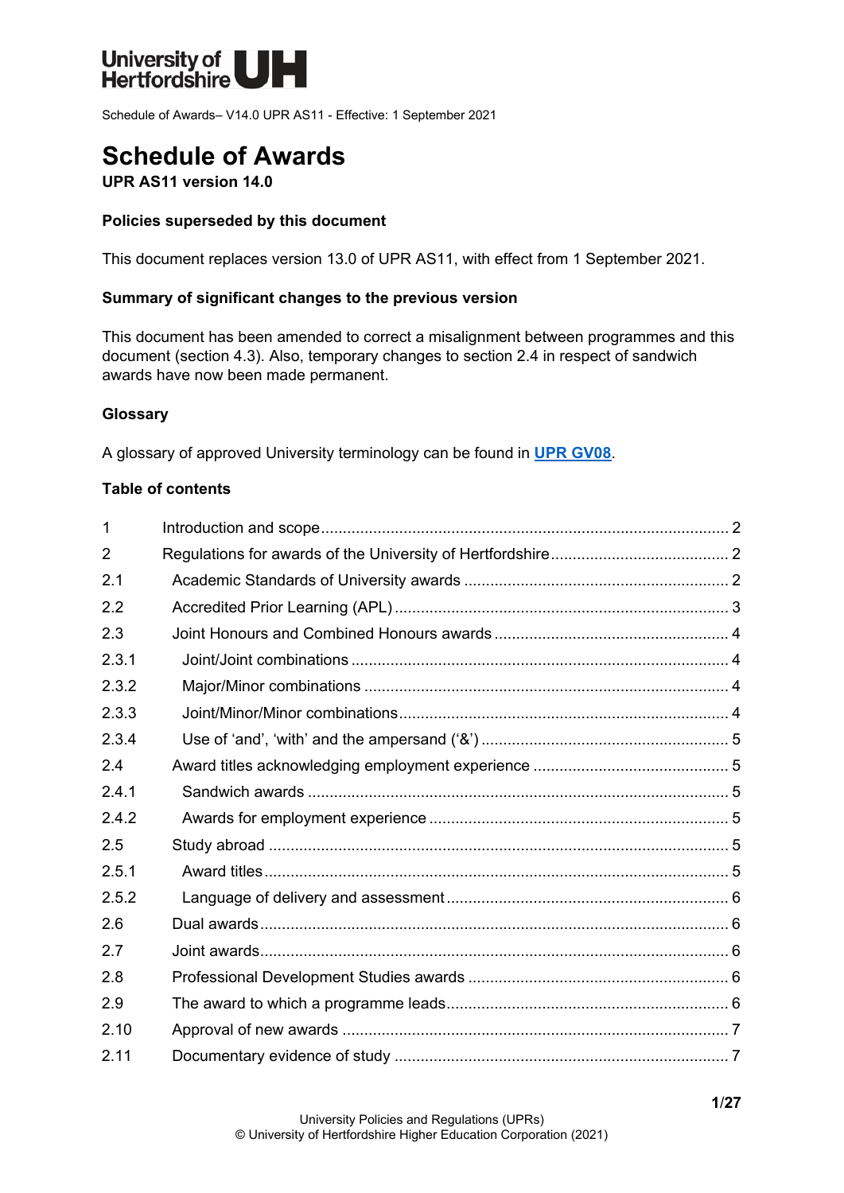University of Hertfordshire UH

Schedule of Awards– V14.0 UPR AS11 - Effective: 1 September 2021

# Schedule of Awards

**UPR AS11 version 14.0**

**Policies superseded by this document**

This document replaces version 13.0 of UPR AS11, with effect from 1 September 2021.

**Summary of significant changes to the previous version**

This document has been amended to correct a misalignment between programmes and this document (section 4.3). Also, temporary changes to section 2.4 in respect of sandwich awards have now been made permanent.

**Glossary**

A glossary of approved University terminology can be found in **UPR GV08**.

**Table of contents**

| | | |
|---|---|---|
| 1 | Introduction and scope | 2 |
| 2 | Regulations for awards of the University of Hertfordshire | 2 |
| 2.1 | Academic Standards of University awards | 2 |
| 2.2 | Accredited Prior Learning (APL) | 3 |
| 2.3 | Joint Honours and Combined Honours awards | 4 |
| 2.3.1 | Joint/Joint combinations | 4 |
| 2.3.2 | Major/Minor combinations | 4 |
| 2.3.3 | Joint/Minor/Minor combinations | 4 |
| 2.3.4 | Use of 'and', 'with' and the ampersand ('&') | 5 |
| 2.4 | Award titles acknowledging employment experience | 5 |
| 2.4.1 | Sandwich awards | 5 |
| 2.4.2 | Awards for employment experience | 5 |
| 2.5 | Study abroad | 5 |
| 2.5.1 | Award titles | 5 |
| 2.5.2 | Language of delivery and assessment | 6 |
| 2.6 | Dual awards | 6 |
| 2.7 | Joint awards | 6 |
| 2.8 | Professional Development Studies awards | 6 |
| 2.9 | The award to which a programme leads | 6 |
| 2.10 | Approval of new awards | 7 |
| 2.11 | Documentary evidence of study | 7 |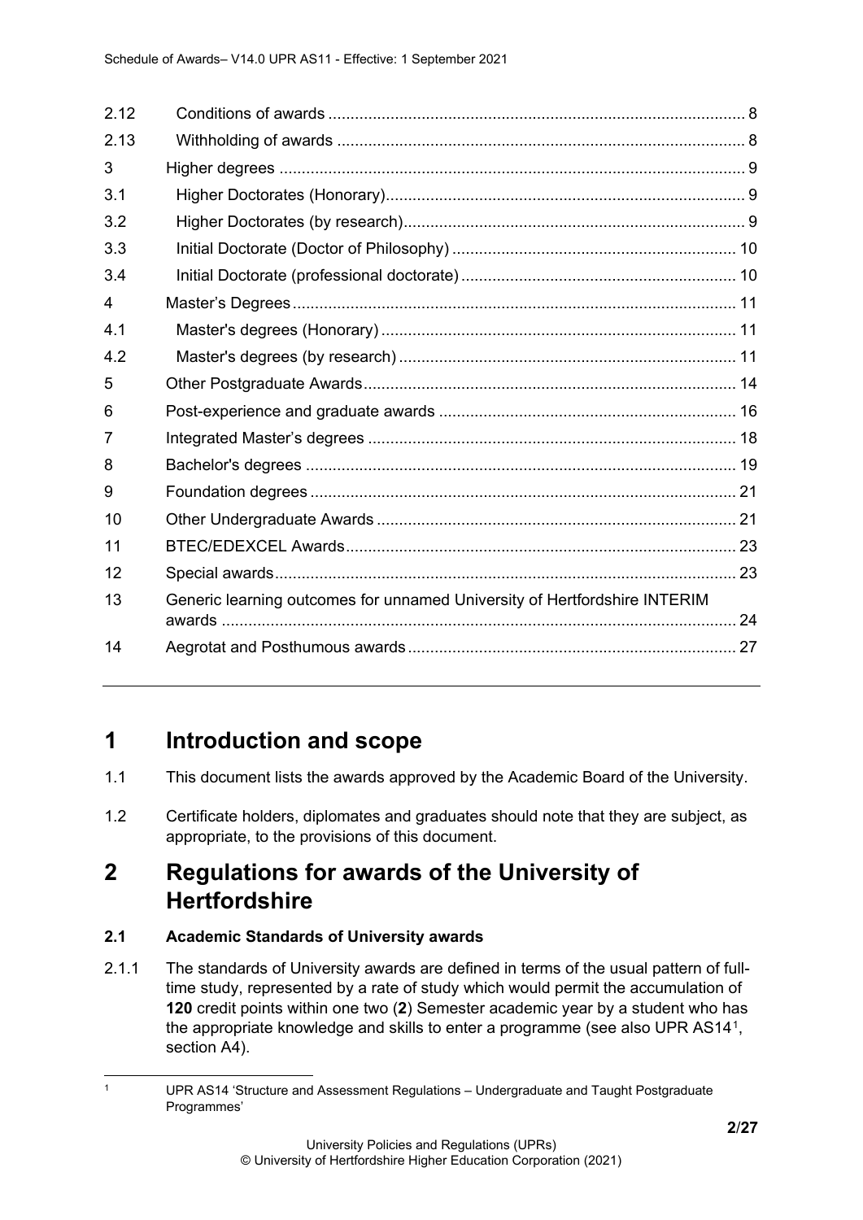| | | |
|---|---|---|
| 2.12 | Conditions of awards | 8 |
| 2.13 | Withholding of awards | 8 |
| 3 | Higher degrees | 9 |
| 3.1 | Higher Doctorates (Honorary) | 9 |
| 3.2 | Higher Doctorates (by research) | 9 |
| 3.3 | Initial Doctorate (Doctor of Philosophy) | 10 |
| 3.4 | Initial Doctorate (professional doctorate) | 10 |
| 4 | Master's Degrees | 11 |
| 4.1 | Master's degrees (Honorary) | 11 |
| 4.2 | Master's degrees (by research) | 11 |
| 5 | Other Postgraduate Awards | 14 |
| 6 | Post-experience and graduate awards | 16 |
| 7 | Integrated Master's degrees | 18 |
| 8 | Bachelor's degrees | 19 |
| 9 | Foundation degrees | 21 |
| 10 | Other Undergraduate Awards | 21 |
| 11 | BTEC/EDEXCEL Awards | 23 |
| 12 | Special awards | 23 |
| 13 | Generic learning outcomes for unnamed University of Hertfordshire INTERIM awards | 24 |
| 14 | Aegrotat and Posthumous awards | 27 |

# 1 Introduction and scope

1.1 This document lists the awards approved by the Academic Board of the University.

1.2 Certificate holders, diplomates and graduates should note that they are subject, as appropriate, to the provisions of this document.

# 2 Regulations for awards of the University of Hertfordshire

### 2.1 Academic Standards of University awards

2.1.1 The standards of University awards are defined in terms of the usual pattern of full-time study, represented by a rate of study which would permit the accumulation of **120** credit points within one two (**2**) Semester academic year by a student who has the appropriate knowledge and skills to enter a programme (see also UPR AS14[1], section A4).

[1] UPR AS14 'Structure and Assessment Regulations – Undergraduate and Taught Postgraduate Programmes'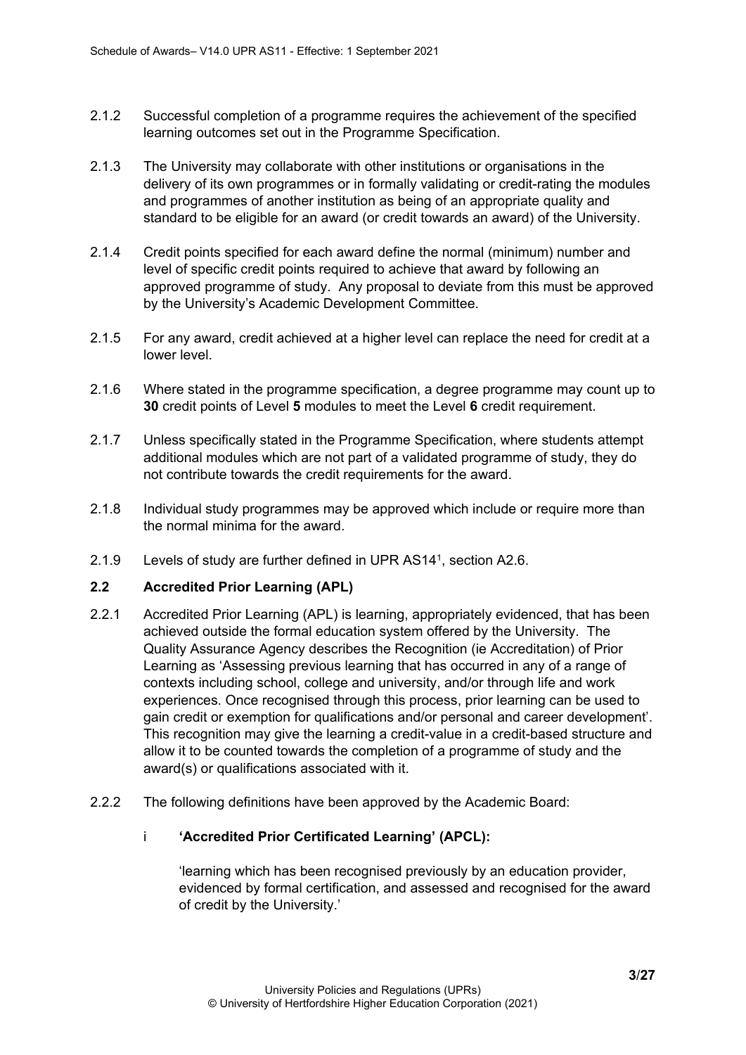2.1.2 Successful completion of a programme requires the achievement of the specified learning outcomes set out in the Programme Specification.

2.1.3 The University may collaborate with other institutions or organisations in the delivery of its own programmes or in formally validating or credit-rating the modules and programmes of another institution as being of an appropriate quality and standard to be eligible for an award (or credit towards an award) of the University.

2.1.4 Credit points specified for each award define the normal (minimum) number and level of specific credit points required to achieve that award by following an approved programme of study. Any proposal to deviate from this must be approved by the University's Academic Development Committee.

2.1.5 For any award, credit achieved at a higher level can replace the need for credit at a lower level.

2.1.6 Where stated in the programme specification, a degree programme may count up to **30** credit points of Level **5** modules to meet the Level **6** credit requirement.

2.1.7 Unless specifically stated in the Programme Specification, where students attempt additional modules which are not part of a validated programme of study, they do not contribute towards the credit requirements for the award.

2.1.8 Individual study programmes may be approved which include or require more than the normal minima for the award.

2.1.9 Levels of study are further defined in UPR AS14[1], section A2.6.

## 2.2 Accredited Prior Learning (APL)

2.2.1 Accredited Prior Learning (APL) is learning, appropriately evidenced, that has been achieved outside the formal education system offered by the University. The Quality Assurance Agency describes the Recognition (ie Accreditation) of Prior Learning as 'Assessing previous learning that has occurred in any of a range of contexts including school, college and university, and/or through life and work experiences. Once recognised through this process, prior learning can be used to gain credit or exemption for qualifications and/or personal and career development'. This recognition may give the learning a credit-value in a credit-based structure and allow it to be counted towards the completion of a programme of study and the award(s) or qualifications associated with it.

2.2.2 The following definitions have been approved by the Academic Board:

i **'Accredited Prior Certificated Learning' (APCL):**

'learning which has been recognised previously by an education provider, evidenced by formal certification, and assessed and recognised for the award of credit by the University.'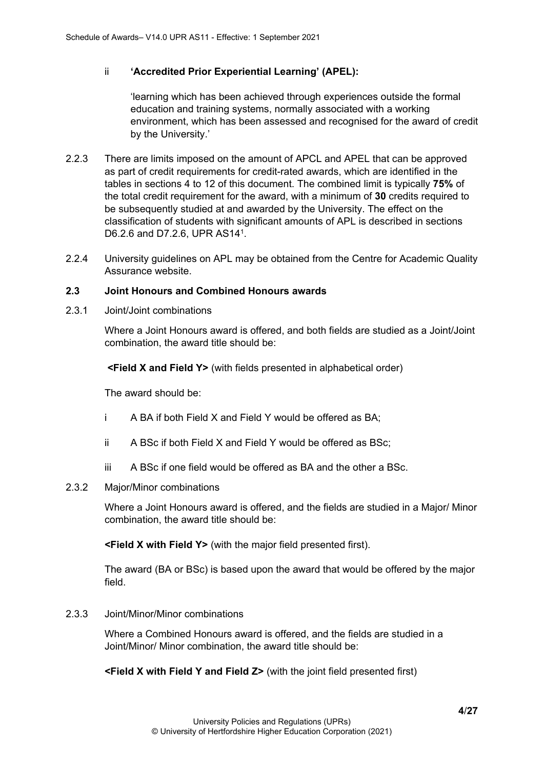ii **'Accredited Prior Experiential Learning' (APEL):**

'learning which has been achieved through experiences outside the formal education and training systems, normally associated with a working environment, which has been assessed and recognised for the award of credit by the University.'

2.2.3 There are limits imposed on the amount of APCL and APEL that can be approved as part of credit requirements for credit-rated awards, which are identified in the tables in sections 4 to 12 of this document. The combined limit is typically **75%** of the total credit requirement for the award, with a minimum of **30** credits required to be subsequently studied at and awarded by the University. The effect on the classification of students with significant amounts of APL is described in sections D6.2.6 and D7.2.6, UPR AS14[1].

2.2.4 University guidelines on APL may be obtained from the Centre for Academic Quality Assurance website.

### 2.3 Joint Honours and Combined Honours awards

2.3.1 Joint/Joint combinations

Where a Joint Honours award is offered, and both fields are studied as a Joint/Joint combination, the award title should be:

**<Field X and Field Y>** (with fields presented in alphabetical order)

The award should be:

i A BA if both Field X and Field Y would be offered as BA;

ii A BSc if both Field X and Field Y would be offered as BSc;

iii A BSc if one field would be offered as BA and the other a BSc.

2.3.2 Major/Minor combinations

Where a Joint Honours award is offered, and the fields are studied in a Major/ Minor combination, the award title should be:

**<Field X with Field Y>** (with the major field presented first).

The award (BA or BSc) is based upon the award that would be offered by the major field.

2.3.3 Joint/Minor/Minor combinations

Where a Combined Honours award is offered, and the fields are studied in a Joint/Minor/ Minor combination, the award title should be:

**<Field X with Field Y and Field Z>** (with the joint field presented first)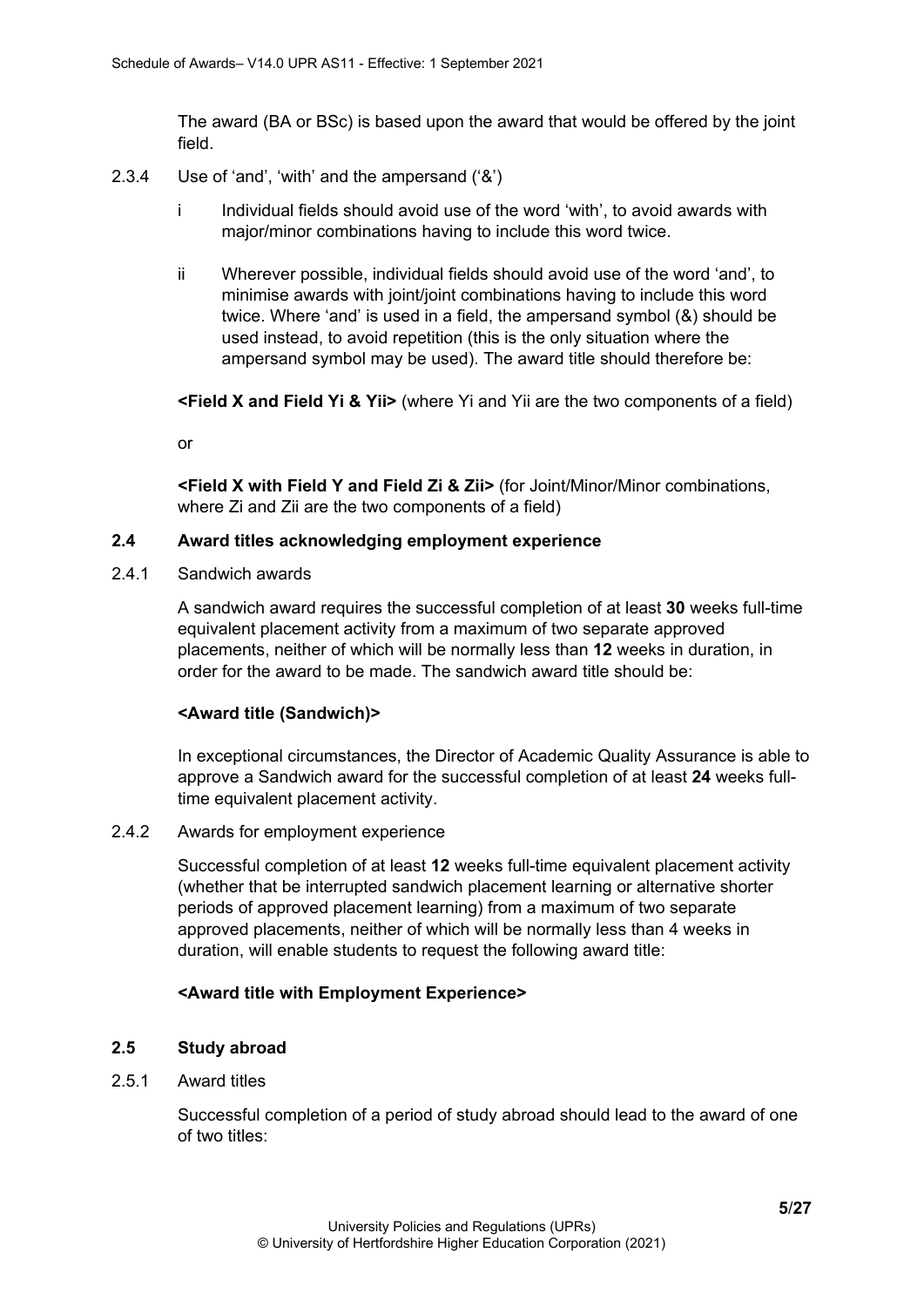The award (BA or BSc) is based upon the award that would be offered by the joint field.

2.3.4 Use of 'and', 'with' and the ampersand ('&')

i Individual fields should avoid use of the word 'with', to avoid awards with major/minor combinations having to include this word twice.

ii Wherever possible, individual fields should avoid use of the word 'and', to minimise awards with joint/joint combinations having to include this word twice. Where 'and' is used in a field, the ampersand symbol (&) should be used instead, to avoid repetition (this is the only situation where the ampersand symbol may be used). The award title should therefore be:

**<Field X and Field Yi & Yii>** (where Yi and Yii are the two components of a field)

or

**<Field X with Field Y and Field Zi & Zii>** (for Joint/Minor/Minor combinations, where Zi and Zii are the two components of a field)

### 2.4 Award titles acknowledging employment experience

2.4.1 Sandwich awards

A sandwich award requires the successful completion of at least **30** weeks full-time equivalent placement activity from a maximum of two separate approved placements, neither of which will be normally less than **12** weeks in duration, in order for the award to be made. The sandwich award title should be:

**<Award title (Sandwich)>**

In exceptional circumstances, the Director of Academic Quality Assurance is able to approve a Sandwich award for the successful completion of at least **24** weeks full-time equivalent placement activity.

2.4.2 Awards for employment experience

Successful completion of at least **12** weeks full-time equivalent placement activity (whether that be interrupted sandwich placement learning or alternative shorter periods of approved placement learning) from a maximum of two separate approved placements, neither of which will be normally less than 4 weeks in duration, will enable students to request the following award title:

**<Award title with Employment Experience>**

### 2.5 Study abroad

2.5.1 Award titles

Successful completion of a period of study abroad should lead to the award of one of two titles: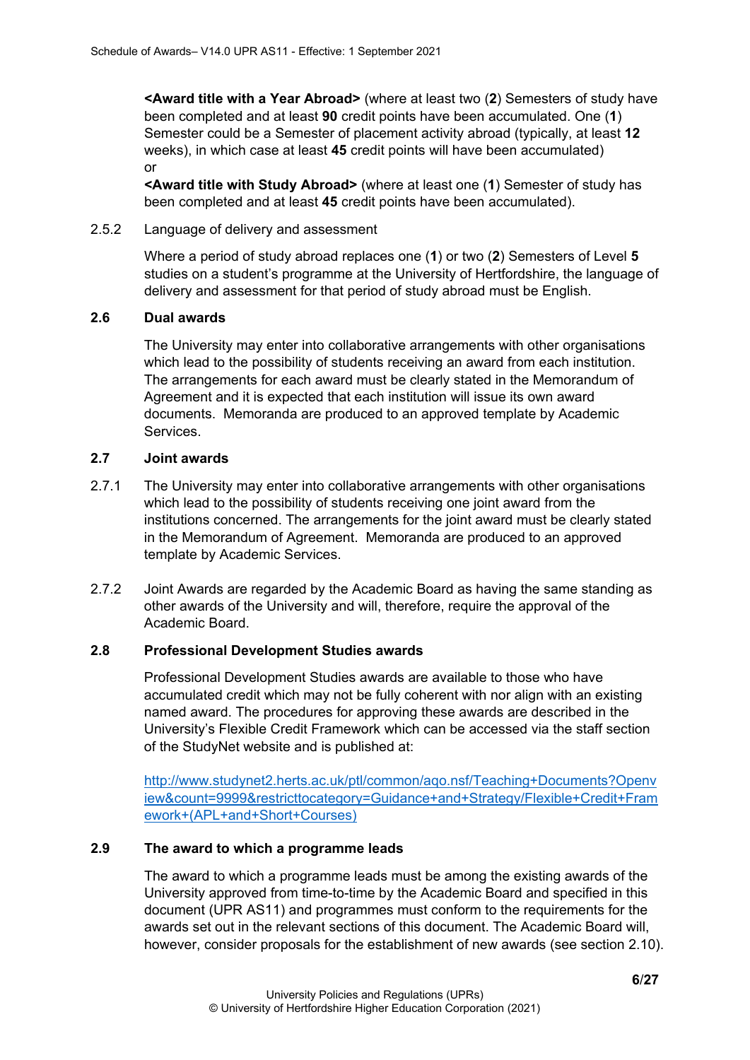**<Award title with a Year Abroad>** (where at least two (**2**) Semesters of study have been completed and at least **90** credit points have been accumulated. One (**1**) Semester could be a Semester of placement activity abroad (typically, at least **12** weeks), in which case at least **45** credit points will have been accumulated)
or
**<Award title with Study Abroad>** (where at least one (**1**) Semester of study has been completed and at least **45** credit points have been accumulated).

2.5.2 Language of delivery and assessment

Where a period of study abroad replaces one (**1**) or two (**2**) Semesters of Level **5** studies on a student's programme at the University of Hertfordshire, the language of delivery and assessment for that period of study abroad must be English.

### 2.6 Dual awards

The University may enter into collaborative arrangements with other organisations which lead to the possibility of students receiving an award from each institution. The arrangements for each award must be clearly stated in the Memorandum of Agreement and it is expected that each institution will issue its own award documents. Memoranda are produced to an approved template by Academic Services.

### 2.7 Joint awards

2.7.1 The University may enter into collaborative arrangements with other organisations which lead to the possibility of students receiving one joint award from the institutions concerned. The arrangements for the joint award must be clearly stated in the Memorandum of Agreement. Memoranda are produced to an approved template by Academic Services.

2.7.2 Joint Awards are regarded by the Academic Board as having the same standing as other awards of the University and will, therefore, require the approval of the Academic Board.

### 2.8 Professional Development Studies awards

Professional Development Studies awards are available to those who have accumulated credit which may not be fully coherent with nor align with an existing named award. The procedures for approving these awards are described in the University's Flexible Credit Framework which can be accessed via the staff section of the StudyNet website and is published at:

http://www.studynet2.herts.ac.uk/ptl/common/aqo.nsf/Teaching+Documents?Openview&count=9999&restricttocategory=Guidance+and+Strategy/Flexible+Credit+Framework+(APL+and+Short+Courses)

### 2.9 The award to which a programme leads

The award to which a programme leads must be among the existing awards of the University approved from time-to-time by the Academic Board and specified in this document (UPR AS11) and programmes must conform to the requirements for the awards set out in the relevant sections of this document. The Academic Board will, however, consider proposals for the establishment of new awards (see section 2.10).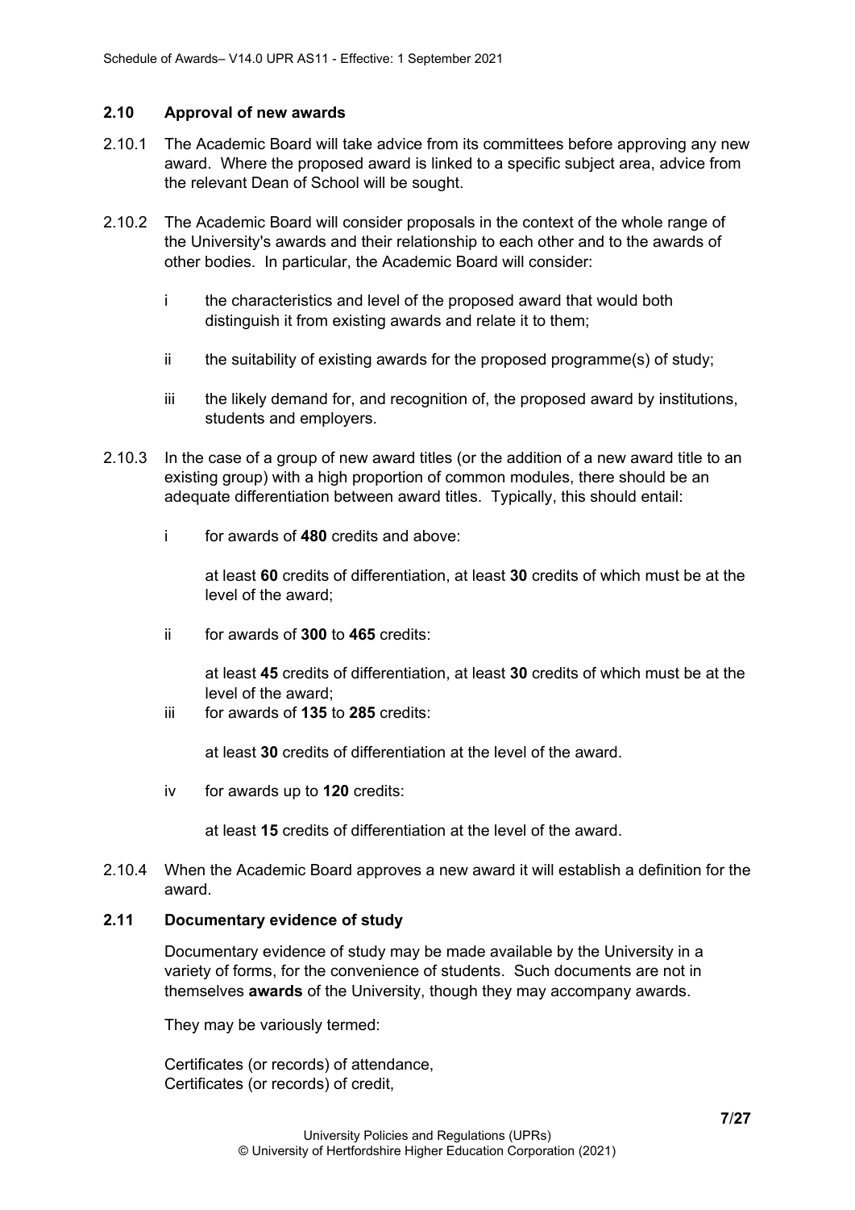### 2.10 Approval of new awards

2.10.1 The Academic Board will take advice from its committees before approving any new award. Where the proposed award is linked to a specific subject area, advice from the relevant Dean of School will be sought.

2.10.2 The Academic Board will consider proposals in the context of the whole range of the University's awards and their relationship to each other and to the awards of other bodies. In particular, the Academic Board will consider:

i the characteristics and level of the proposed award that would both distinguish it from existing awards and relate it to them;

ii the suitability of existing awards for the proposed programme(s) of study;

iii the likely demand for, and recognition of, the proposed award by institutions, students and employers.

2.10.3 In the case of a group of new award titles (or the addition of a new award title to an existing group) with a high proportion of common modules, there should be an adequate differentiation between award titles. Typically, this should entail:

i for awards of **480** credits and above:

at least **60** credits of differentiation, at least **30** credits of which must be at the level of the award;

ii for awards of **300** to **465** credits:

at least **45** credits of differentiation, at least **30** credits of which must be at the level of the award;

iii for awards of **135** to **285** credits:

at least **30** credits of differentiation at the level of the award.

iv for awards up to **120** credits:

at least **15** credits of differentiation at the level of the award.

2.10.4 When the Academic Board approves a new award it will establish a definition for the award.

### 2.11 Documentary evidence of study

Documentary evidence of study may be made available by the University in a variety of forms, for the convenience of students. Such documents are not in themselves **awards** of the University, though they may accompany awards.

They may be variously termed:

Certificates (or records) of attendance,
Certificates (or records) of credit,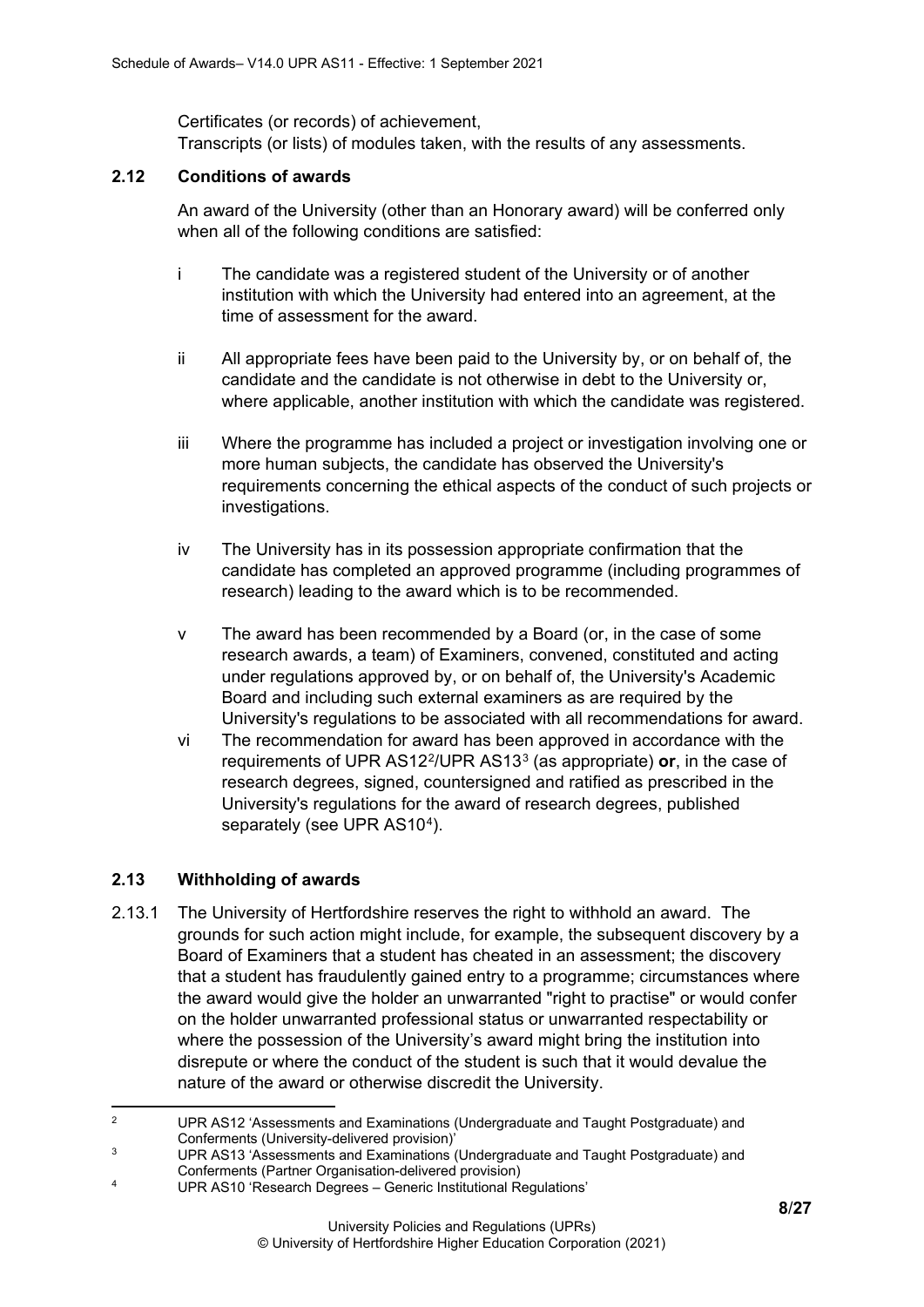Certificates (or records) of achievement,
Transcripts (or lists) of modules taken, with the results of any assessments.

### 2.12 Conditions of awards

An award of the University (other than an Honorary award) will be conferred only when all of the following conditions are satisfied:

i The candidate was a registered student of the University or of another institution with which the University had entered into an agreement, at the time of assessment for the award.

ii All appropriate fees have been paid to the University by, or on behalf of, the candidate and the candidate is not otherwise in debt to the University or, where applicable, another institution with which the candidate was registered.

iii Where the programme has included a project or investigation involving one or more human subjects, the candidate has observed the University's requirements concerning the ethical aspects of the conduct of such projects or investigations.

iv The University has in its possession appropriate confirmation that the candidate has completed an approved programme (including programmes of research) leading to the award which is to be recommended.

v The award has been recommended by a Board (or, in the case of some research awards, a team) of Examiners, convened, constituted and acting under regulations approved by, or on behalf of, the University's Academic Board and including such external examiners as are required by the University's regulations to be associated with all recommendations for award.

vi The recommendation for award has been approved in accordance with the requirements of UPR AS12[2]/UPR AS13[3] (as appropriate) **or**, in the case of research degrees, signed, countersigned and ratified as prescribed in the University's regulations for the award of research degrees, published separately (see UPR AS10[4]).

### 2.13 Withholding of awards

2.13.1 The University of Hertfordshire reserves the right to withhold an award. The grounds for such action might include, for example, the subsequent discovery by a Board of Examiners that a student has cheated in an assessment; the discovery that a student has fraudulently gained entry to a programme; circumstances where the award would give the holder an unwarranted "right to practise" or would confer on the holder unwarranted professional status or unwarranted respectability or where the possession of the University's award might bring the institution into disrepute or where the conduct of the student is such that it would devalue the nature of the award or otherwise discredit the University.

---

[2] UPR AS12 'Assessments and Examinations (Undergraduate and Taught Postgraduate) and Conferments (University-delivered provision)'

[3] UPR AS13 'Assessments and Examinations (Undergraduate and Taught Postgraduate) and Conferments (Partner Organisation-delivered provision)

[4] UPR AS10 'Research Degrees – Generic Institutional Regulations'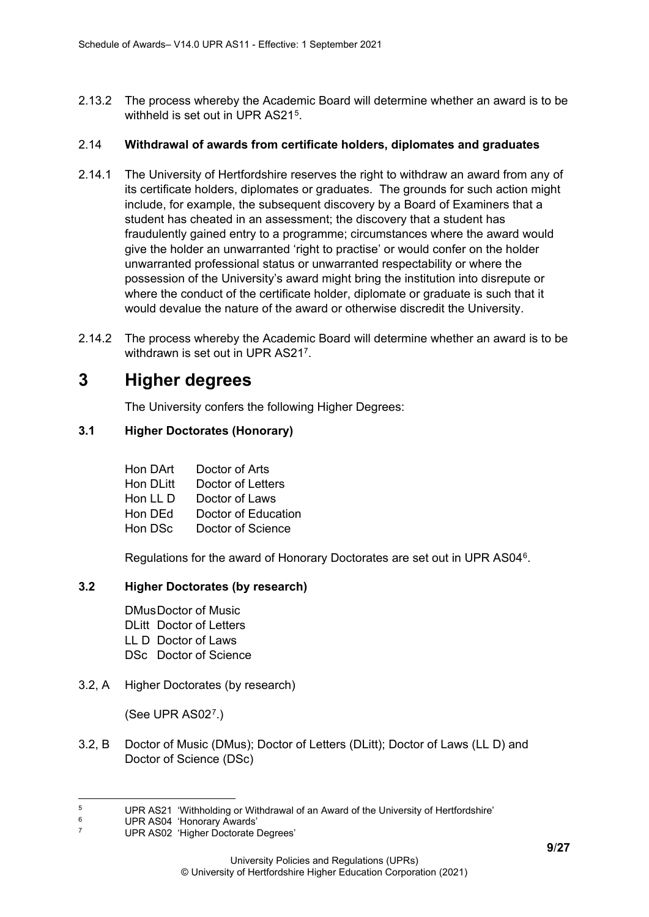2.13.2 The process whereby the Academic Board will determine whether an award is to be withheld is set out in UPR AS21[5].

2.14 **Withdrawal of awards from certificate holders, diplomates and graduates**

2.14.1 The University of Hertfordshire reserves the right to withdraw an award from any of its certificate holders, diplomates or graduates. The grounds for such action might include, for example, the subsequent discovery by a Board of Examiners that a student has cheated in an assessment; the discovery that a student has fraudulently gained entry to a programme; circumstances where the award would give the holder an unwarranted 'right to practise' or would confer on the holder unwarranted professional status or unwarranted respectability or where the possession of the University's award might bring the institution into disrepute or where the conduct of the certificate holder, diplomate or graduate is such that it would devalue the nature of the award or otherwise discredit the University.

2.14.2 The process whereby the Academic Board will determine whether an award is to be withdrawn is set out in UPR AS21[7].

# 3 Higher degrees

The University confers the following Higher Degrees:

### 3.1 Higher Doctorates (Honorary)

| | |
|---|---|
| Hon DArt | Doctor of Arts |
| Hon DLitt | Doctor of Letters |
| Hon LL D | Doctor of Laws |
| Hon DEd | Doctor of Education |
| Hon DSc | Doctor of Science |

Regulations for the award of Honorary Doctorates are set out in UPR AS04[6].

### 3.2 Higher Doctorates (by research)

| | |
|---|---|
| DMus | Doctor of Music |
| DLitt | Doctor of Letters |
| LL D | Doctor of Laws |
| DSc | Doctor of Science |

3.2, A Higher Doctorates (by research)

(See UPR AS02[7].)

3.2, B Doctor of Music (DMus); Doctor of Letters (DLitt); Doctor of Laws (LL D) and Doctor of Science (DSc)

---

[5] UPR AS21 'Withholding or Withdrawal of an Award of the University of Hertfordshire'

[6] UPR AS04 'Honorary Awards'

[7] UPR AS02 'Higher Doctorate Degrees'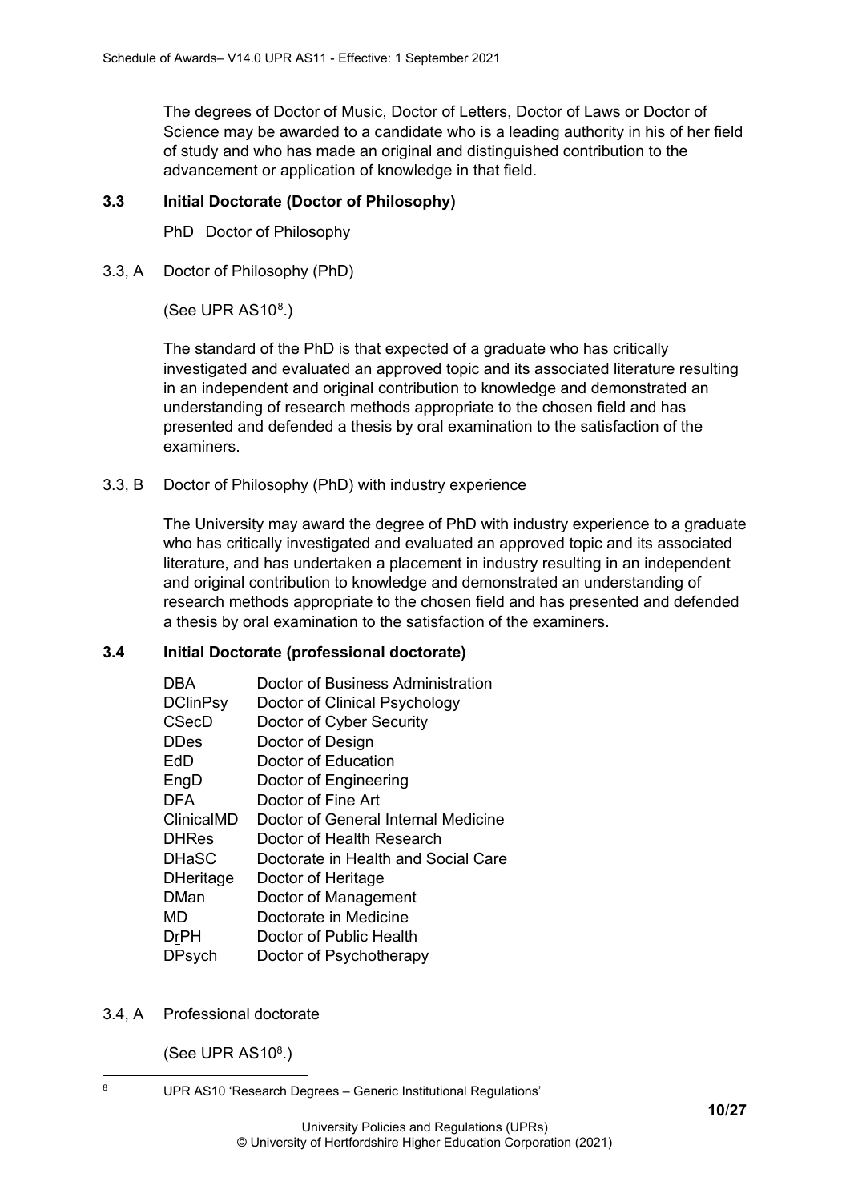The degrees of Doctor of Music, Doctor of Letters, Doctor of Laws or Doctor of Science may be awarded to a candidate who is a leading authority in his of her field of study and who has made an original and distinguished contribution to the advancement or application of knowledge in that field.

### 3.3 Initial Doctorate (Doctor of Philosophy)

PhD Doctor of Philosophy

3.3, A Doctor of Philosophy (PhD)

(See UPR AS10[8].)

The standard of the PhD is that expected of a graduate who has critically investigated and evaluated an approved topic and its associated literature resulting in an independent and original contribution to knowledge and demonstrated an understanding of research methods appropriate to the chosen field and has presented and defended a thesis by oral examination to the satisfaction of the examiners.

3.3, B Doctor of Philosophy (PhD) with industry experience

The University may award the degree of PhD with industry experience to a graduate who has critically investigated and evaluated an approved topic and its associated literature, and has undertaken a placement in industry resulting in an independent and original contribution to knowledge and demonstrated an understanding of research methods appropriate to the chosen field and has presented and defended a thesis by oral examination to the satisfaction of the examiners.

### 3.4 Initial Doctorate (professional doctorate)

| | |
|---|---|
| DBA | Doctor of Business Administration |
| DClinPsy | Doctor of Clinical Psychology |
| CSecD | Doctor of Cyber Security |
| DDes | Doctor of Design |
| EdD | Doctor of Education |
| EngD | Doctor of Engineering |
| DFA | Doctor of Fine Art |
| ClinicalMD | Doctor of General Internal Medicine |
| DHRes | Doctor of Health Research |
| DHaSC | Doctorate in Health and Social Care |
| DHeritage | Doctor of Heritage |
| DMan | Doctor of Management |
| MD | Doctorate in Medicine |
| DrPH | Doctor of Public Health |
| DPsych | Doctor of Psychotherapy |

3.4, A Professional doctorate

(See UPR AS10[8].)

[8] UPR AS10 'Research Degrees – Generic Institutional Regulations'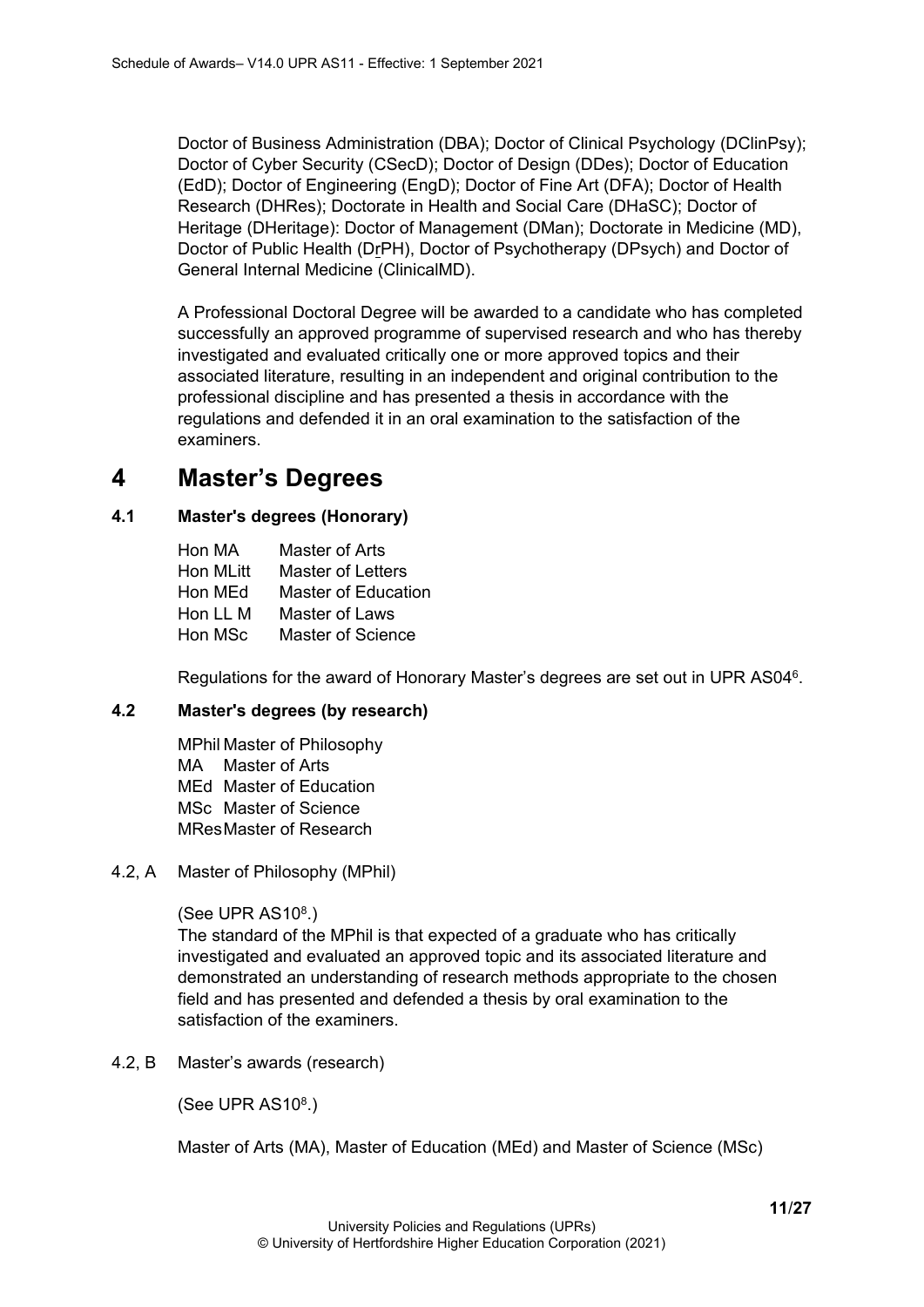Doctor of Business Administration (DBA); Doctor of Clinical Psychology (DClinPsy); Doctor of Cyber Security (CSecD); Doctor of Design (DDes); Doctor of Education (EdD); Doctor of Engineering (EngD); Doctor of Fine Art (DFA); Doctor of Health Research (DHRes); Doctorate in Health and Social Care (DHaSC); Doctor of Heritage (DHeritage): Doctor of Management (DMan); Doctorate in Medicine (MD), Doctor of Public Health (DrPH), Doctor of Psychotherapy (DPsych) and Doctor of General Internal Medicine (ClinicalMD).

A Professional Doctoral Degree will be awarded to a candidate who has completed successfully an approved programme of supervised research and who has thereby investigated and evaluated critically one or more approved topics and their associated literature, resulting in an independent and original contribution to the professional discipline and has presented a thesis in accordance with the regulations and defended it in an oral examination to the satisfaction of the examiners.

# 4 Master's Degrees

## 4.1 Master's degrees (Honorary)

| | |
|---|---|
| Hon MA | Master of Arts |
| Hon MLitt | Master of Letters |
| Hon MEd | Master of Education |
| Hon LL M | Master of Laws |
| Hon MSc | Master of Science |

Regulations for the award of Honorary Master's degrees are set out in UPR AS04[6].

## 4.2 Master's degrees (by research)

| | |
|---|---|
| MPhil | Master of Philosophy |
| MA | Master of Arts |
| MEd | Master of Education |
| MSc | Master of Science |
| MRes | Master of Research |

4.2, A Master of Philosophy (MPhil)

(See UPR AS10[8].)

The standard of the MPhil is that expected of a graduate who has critically investigated and evaluated an approved topic and its associated literature and demonstrated an understanding of research methods appropriate to the chosen field and has presented and defended a thesis by oral examination to the satisfaction of the examiners.

4.2, B Master's awards (research)

(See UPR AS10[8].)

Master of Arts (MA), Master of Education (MEd) and Master of Science (MSc)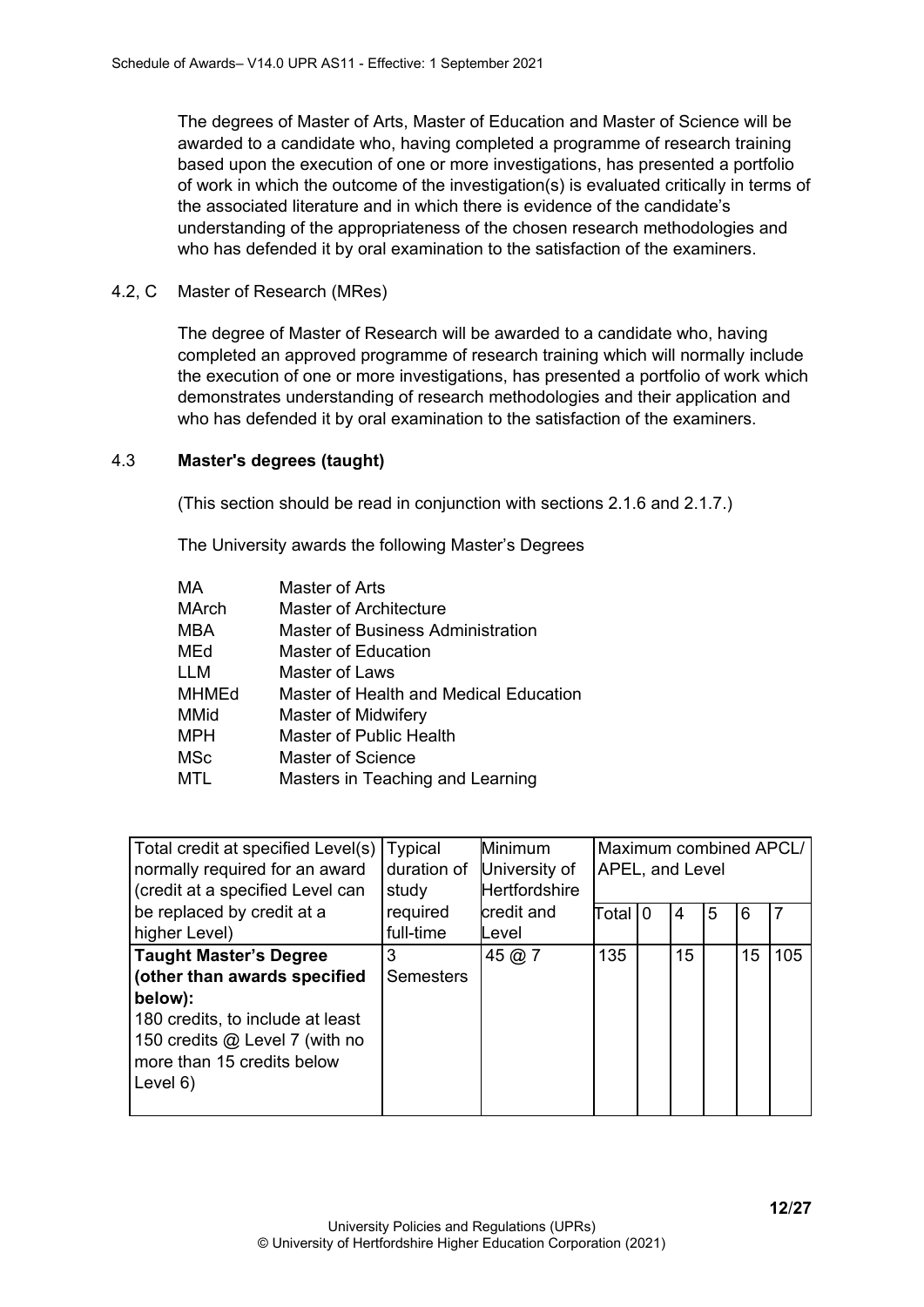The degrees of Master of Arts, Master of Education and Master of Science will be awarded to a candidate who, having completed a programme of research training based upon the execution of one or more investigations, has presented a portfolio of work in which the outcome of the investigation(s) is evaluated critically in terms of the associated literature and in which there is evidence of the candidate's understanding of the appropriateness of the chosen research methodologies and who has defended it by oral examination to the satisfaction of the examiners.

4.2, C Master of Research (MRes)

The degree of Master of Research will be awarded to a candidate who, having completed an approved programme of research training which will normally include the execution of one or more investigations, has presented a portfolio of work which demonstrates understanding of research methodologies and their application and who has defended it by oral examination to the satisfaction of the examiners.

### 4.3 Master's degrees (taught)

(This section should be read in conjunction with sections 2.1.6 and 2.1.7.)

The University awards the following Master's Degrees

| | |
|---|---|
| MA | Master of Arts |
| MArch | Master of Architecture |
| MBA | Master of Business Administration |
| MEd | Master of Education |
| LLM | Master of Laws |
| MHMEd | Master of Health and Medical Education |
| MMid | Master of Midwifery |
| MPH | Master of Public Health |
| MSc | Master of Science |
| MTL | Masters in Teaching and Learning |

| Total credit at specified Level(s) normally required for an award (credit at a specified Level can be replaced by credit at a higher Level) | Typical duration of study required full-time | Minimum University of Hertfordshire credit and Level | Maximum combined APCL/ APEL, and Level | | | | | |
|---|---|---|---|---|---|---|---|---|
| | | | Total | 0 | 4 | 5 | 6 | 7 |
| **Taught Master's Degree (other than awards specified below):** 180 credits, to include at least 150 credits @ Level 7 (with no more than 15 credits below Level 6) | 3 Semesters | 45 @ 7 | 135 | | 15 | | 15 | 105 |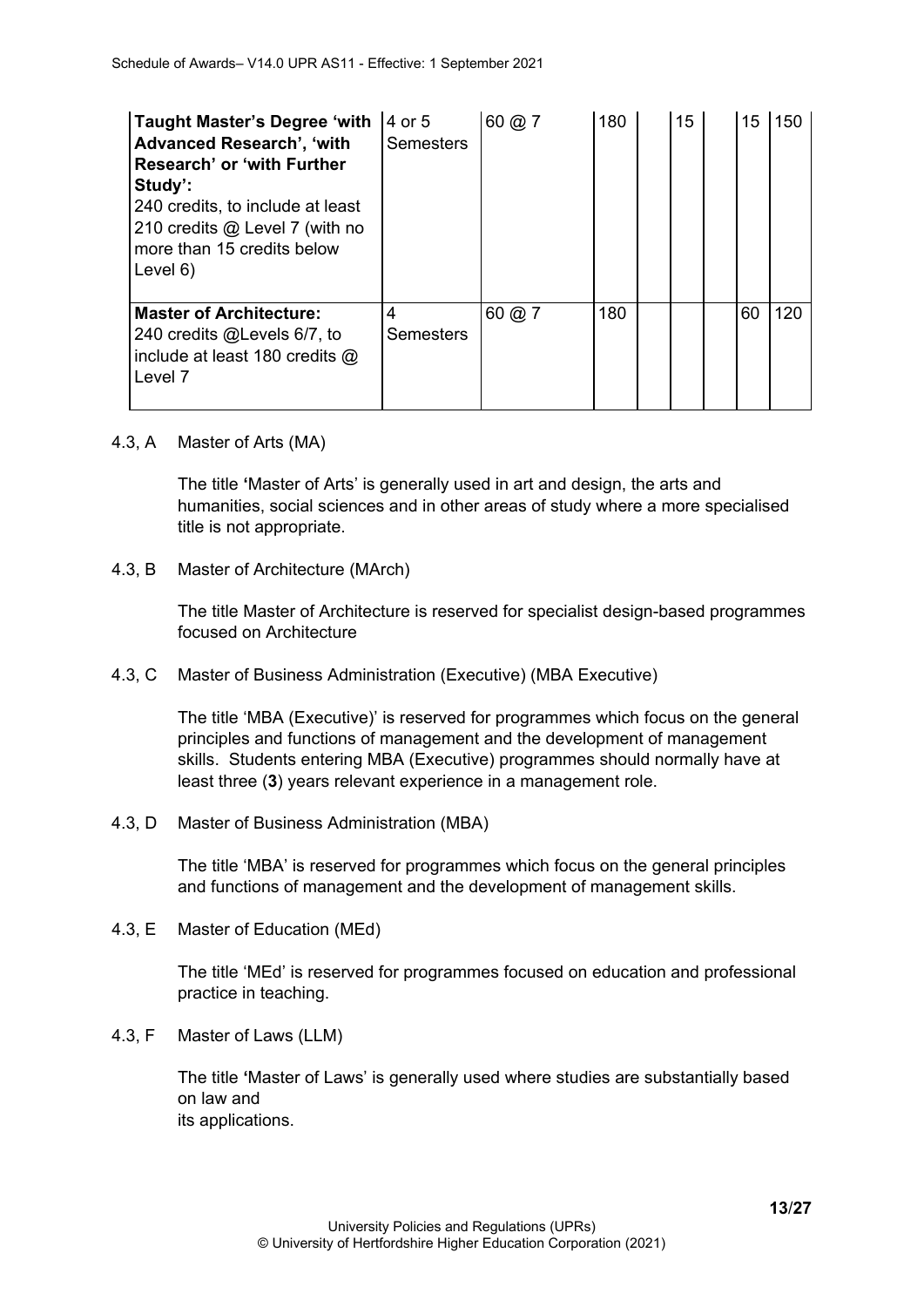| | | | | | | | | |
|---|---|---|---|---|---|---|---|---|
| **Taught Master's Degree 'with Advanced Research', 'with Research' or 'with Further Study':** 240 credits, to include at least 210 credits @ Level 7 (with no more than 15 credits below Level 6) | 4 or 5 Semesters | 60 @ 7 | 180 | | 15 | | 15 | 150 |
| **Master of Architecture:** 240 credits @Levels 6/7, to include at least 180 credits @ Level 7 | 4 Semesters | 60 @ 7 | 180 | | | | 60 | 120 |

4.3, A Master of Arts (MA)

The title 'Master of Arts' is generally used in art and design, the arts and humanities, social sciences and in other areas of study where a more specialised title is not appropriate.

4.3, B Master of Architecture (MArch)

The title Master of Architecture is reserved for specialist design-based programmes focused on Architecture

4.3, C Master of Business Administration (Executive) (MBA Executive)

The title 'MBA (Executive)' is reserved for programmes which focus on the general principles and functions of management and the development of management skills. Students entering MBA (Executive) programmes should normally have at least three (**3**) years relevant experience in a management role.

4.3, D Master of Business Administration (MBA)

The title 'MBA' is reserved for programmes which focus on the general principles and functions of management and the development of management skills.

4.3, E Master of Education (MEd)

The title 'MEd' is reserved for programmes focused on education and professional practice in teaching.

4.3, F Master of Laws (LLM)

The title 'Master of Laws' is generally used where studies are substantially based on law and
its applications.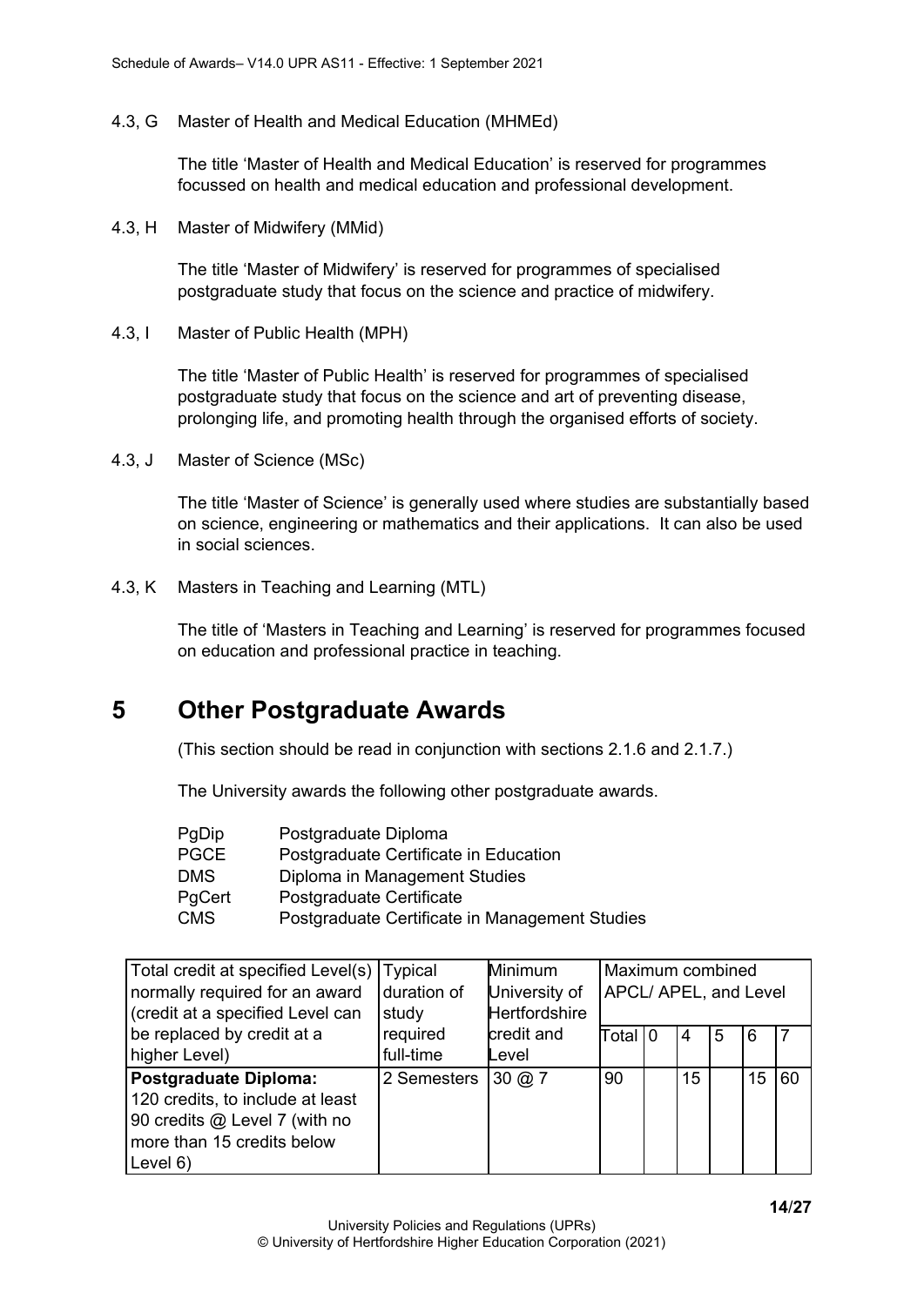4.3, G Master of Health and Medical Education (MHMEd)

The title 'Master of Health and Medical Education' is reserved for programmes focussed on health and medical education and professional development.

4.3, H Master of Midwifery (MMid)

The title 'Master of Midwifery' is reserved for programmes of specialised postgraduate study that focus on the science and practice of midwifery.

4.3, I Master of Public Health (MPH)

The title 'Master of Public Health' is reserved for programmes of specialised postgraduate study that focus on the science and art of preventing disease, prolonging life, and promoting health through the organised efforts of society.

4.3, J Master of Science (MSc)

The title 'Master of Science' is generally used where studies are substantially based on science, engineering or mathematics and their applications. It can also be used in social sciences.

4.3, K Masters in Teaching and Learning (MTL)

The title of 'Masters in Teaching and Learning' is reserved for programmes focused on education and professional practice in teaching.

# 5 Other Postgraduate Awards

(This section should be read in conjunction with sections 2.1.6 and 2.1.7.)

The University awards the following other postgraduate awards.

| | |
|---|---|
| PgDip | Postgraduate Diploma |
| PGCE | Postgraduate Certificate in Education |
| DMS | Diploma in Management Studies |
| PgCert | Postgraduate Certificate |
| CMS | Postgraduate Certificate in Management Studies |

| Total credit at specified Level(s) normally required for an award (credit at a specified Level can be replaced by credit at a higher Level) | Typical duration of study required full-time | Minimum University of Hertfordshire credit and Level | Maximum combined APCL/ APEL, and Level | | | | | |
|---|---|---|---|---|---|---|---|---|
| | | | Total | 0 | 4 | 5 | 6 | 7 |
| **Postgraduate Diploma:** 120 credits, to include at least 90 credits @ Level 7 (with no more than 15 credits below Level 6) | 2 Semesters | 30 @ 7 | 90 | | 15 | | 15 | 60 |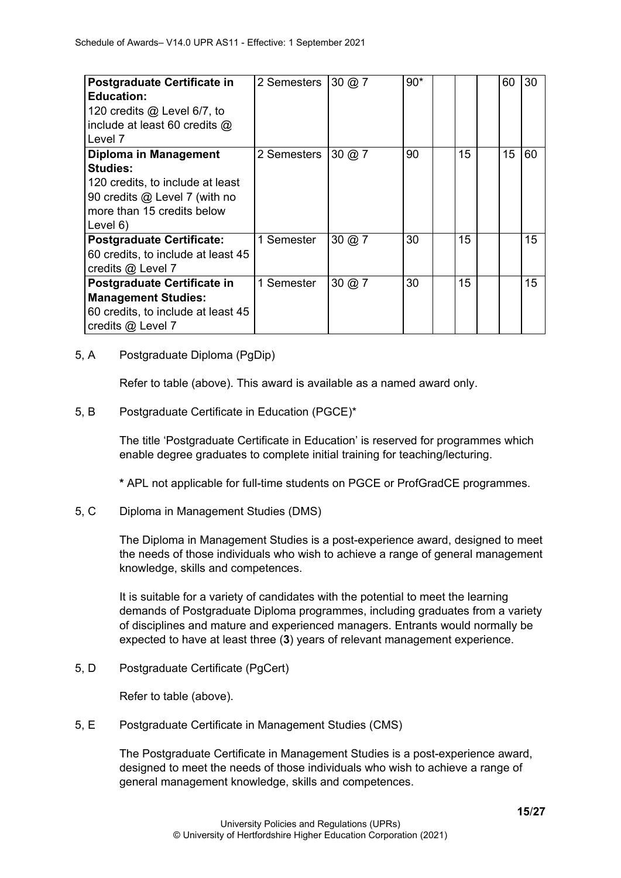| | | | | | | | | |
|---|---|---|---|---|---|---|---|---|
| **Postgraduate Certificate in Education:** 120 credits @ Level 6/7, to include at least 60 credits @ Level 7 | 2 Semesters | 30 @ 7 | 90* | | | | 60 | 30 |
| **Diploma in Management Studies:** 120 credits, to include at least 90 credits @ Level 7 (with no more than 15 credits below Level 6) | 2 Semesters | 30 @ 7 | 90 | | 15 | | 15 | 60 |
| **Postgraduate Certificate:** 60 credits, to include at least 45 credits @ Level 7 | 1 Semester | 30 @ 7 | 30 | | 15 | | | 15 |
| **Postgraduate Certificate in Management Studies:** 60 credits, to include at least 45 credits @ Level 7 | 1 Semester | 30 @ 7 | 30 | | 15 | | | 15 |

5, A Postgraduate Diploma (PgDip)

Refer to table (above). This award is available as a named award only.

5, B Postgraduate Certificate in Education (PGCE)*

The title 'Postgraduate Certificate in Education' is reserved for programmes which enable degree graduates to complete initial training for teaching/lecturing.

**\*** APL not applicable for full-time students on PGCE or ProfGradCE programmes.

5, C Diploma in Management Studies (DMS)

The Diploma in Management Studies is a post-experience award, designed to meet the needs of those individuals who wish to achieve a range of general management knowledge, skills and competences.

It is suitable for a variety of candidates with the potential to meet the learning demands of Postgraduate Diploma programmes, including graduates from a variety of disciplines and mature and experienced managers. Entrants would normally be expected to have at least three (**3**) years of relevant management experience.

5, D Postgraduate Certificate (PgCert)

Refer to table (above).

5, E Postgraduate Certificate in Management Studies (CMS)

The Postgraduate Certificate in Management Studies is a post-experience award, designed to meet the needs of those individuals who wish to achieve a range of general management knowledge, skills and competences.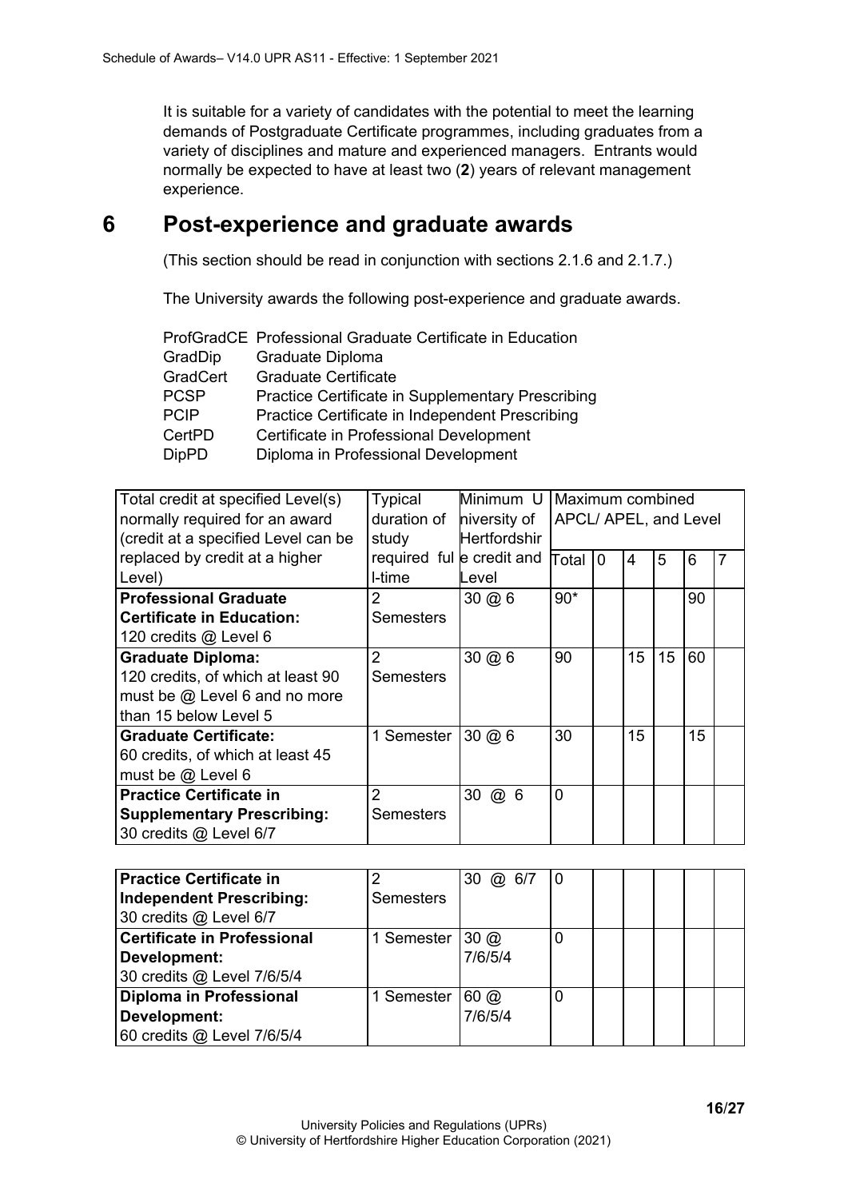It is suitable for a variety of candidates with the potential to meet the learning demands of Postgraduate Certificate programmes, including graduates from a variety of disciplines and mature and experienced managers. Entrants would normally be expected to have at least two (**2**) years of relevant management experience.

# 6 Post-experience and graduate awards

(This section should be read in conjunction with sections 2.1.6 and 2.1.7.)

The University awards the following post-experience and graduate awards.

| | |
|---|---|
| ProfGradCE | Professional Graduate Certificate in Education |
| GradDip | Graduate Diploma |
| GradCert | Graduate Certificate |
| PCSP | Practice Certificate in Supplementary Prescribing |
| PCIP | Practice Certificate in Independent Prescribing |
| CertPD | Certificate in Professional Development |
| DipPD | Diploma in Professional Development |

| Total credit at specified Level(s) normally required for an award (credit at a specified Level can be replaced by credit at a higher Level) | Typical duration of study required full-time | Minimum University of Hertfordshire credit and Level | Maximum combined APCL/ APEL, and Level | | | | | |
|---|---|---|---|---|---|---|---|---|
| | | | Total | 0 | 4 | 5 | 6 | 7 |
| **Professional Graduate Certificate in Education:** 120 credits @ Level 6 | 2 Semesters | 30 @ 6 | 90* | | | | 90 | |
| **Graduate Diploma:** 120 credits, of which at least 90 must be @ Level 6 and no more than 15 below Level 5 | 2 Semesters | 30 @ 6 | 90 | | 15 | 15 | 60 | |
| **Graduate Certificate:** 60 credits, of which at least 45 must be @ Level 6 | 1 Semester | 30 @ 6 | 30 | | 15 | | 15 | |
| **Practice Certificate in Supplementary Prescribing:** 30 credits @ Level 6/7 | 2 Semesters | 30 @ 6 | 0 | | | | | |
| **Practice Certificate in Independent Prescribing:** 30 credits @ Level 6/7 | 2 Semesters | 30 @ 6/7 | 0 | | | | | |
| **Certificate in Professional Development:** 30 credits @ Level 7/6/5/4 | 1 Semester | 30 @ 7/6/5/4 | 0 | | | | | |
| **Diploma in Professional Development:** 60 credits @ Level 7/6/5/4 | 1 Semester | 60 @ 7/6/5/4 | 0 | | | | | |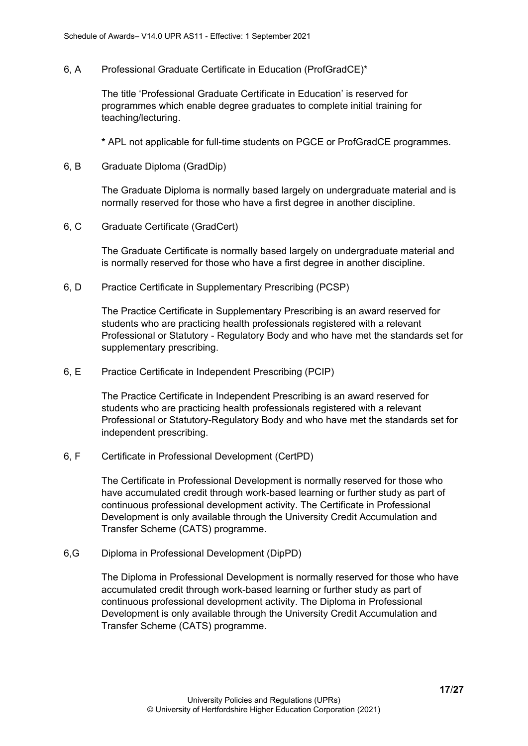6, A Professional Graduate Certificate in Education (ProfGradCE)*

The title 'Professional Graduate Certificate in Education' is reserved for programmes which enable degree graduates to complete initial training for teaching/lecturing.

**\*** APL not applicable for full-time students on PGCE or ProfGradCE programmes.

6, B Graduate Diploma (GradDip)

The Graduate Diploma is normally based largely on undergraduate material and is normally reserved for those who have a first degree in another discipline.

6, C Graduate Certificate (GradCert)

The Graduate Certificate is normally based largely on undergraduate material and is normally reserved for those who have a first degree in another discipline.

6, D Practice Certificate in Supplementary Prescribing (PCSP)

The Practice Certificate in Supplementary Prescribing is an award reserved for students who are practicing health professionals registered with a relevant Professional or Statutory - Regulatory Body and who have met the standards set for supplementary prescribing.

6, E Practice Certificate in Independent Prescribing (PCIP)

The Practice Certificate in Independent Prescribing is an award reserved for students who are practicing health professionals registered with a relevant Professional or Statutory-Regulatory Body and who have met the standards set for independent prescribing.

6, F Certificate in Professional Development (CertPD)

The Certificate in Professional Development is normally reserved for those who have accumulated credit through work-based learning or further study as part of continuous professional development activity. The Certificate in Professional Development is only available through the University Credit Accumulation and Transfer Scheme (CATS) programme.

6,G Diploma in Professional Development (DipPD)

The Diploma in Professional Development is normally reserved for those who have accumulated credit through work-based learning or further study as part of continuous professional development activity. The Diploma in Professional Development is only available through the University Credit Accumulation and Transfer Scheme (CATS) programme.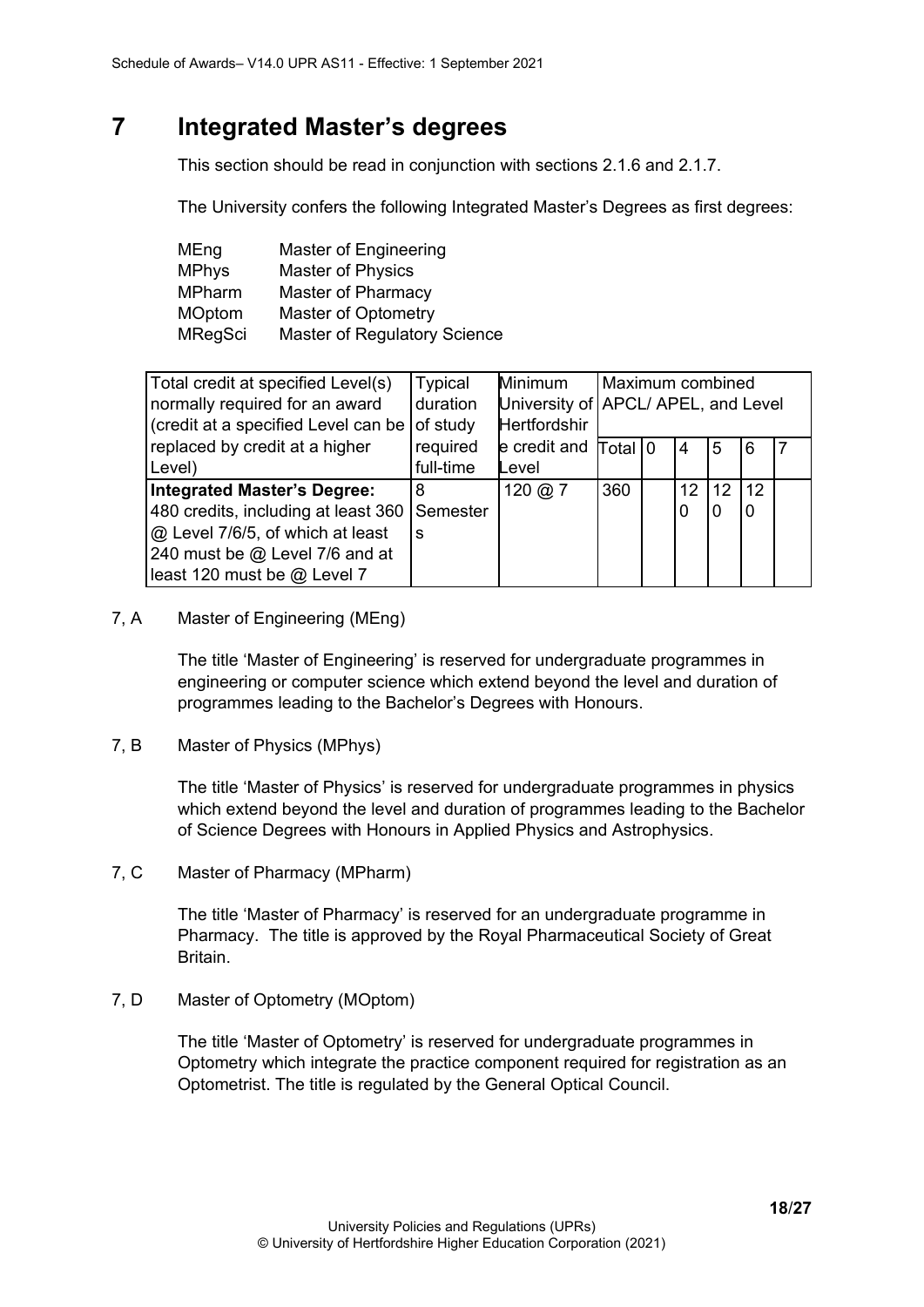# 7 Integrated Master's degrees

This section should be read in conjunction with sections 2.1.6 and 2.1.7.

The University confers the following Integrated Master's Degrees as first degrees:

| | |
|---|---|
| MEng | Master of Engineering |
| MPhys | Master of Physics |
| MPharm | Master of Pharmacy |
| MOptom | Master of Optometry |
| MRegSci | Master of Regulatory Science |

| Total credit at specified Level(s) normally required for an award (credit at a specified Level can be replaced by credit at a higher Level) | Typical duration of study required full-time | Minimum University of Hertfordshire credit and Level | Maximum combined APCL/ APEL, and Level | | | | | |
|---|---|---|---|---|---|---|---|---|
| | | | Total | 0 | 4 | 5 | 6 | 7 |
| **Integrated Master's Degree:** 480 credits, including at least 360 @ Level 7/6/5, of which at least 240 must be @ Level 7/6 and at least 120 must be @ Level 7 | 8 Semesters | 120 @ 7 | 360 | | 120 | 120 | 120 | |

7, A Master of Engineering (MEng)

The title 'Master of Engineering' is reserved for undergraduate programmes in engineering or computer science which extend beyond the level and duration of programmes leading to the Bachelor's Degrees with Honours.

7, B Master of Physics (MPhys)

The title 'Master of Physics' is reserved for undergraduate programmes in physics which extend beyond the level and duration of programmes leading to the Bachelor of Science Degrees with Honours in Applied Physics and Astrophysics.

7, C Master of Pharmacy (MPharm)

The title 'Master of Pharmacy' is reserved for an undergraduate programme in Pharmacy. The title is approved by the Royal Pharmaceutical Society of Great Britain.

7, D Master of Optometry (MOptom)

The title 'Master of Optometry' is reserved for undergraduate programmes in Optometry which integrate the practice component required for registration as an Optometrist. The title is regulated by the General Optical Council.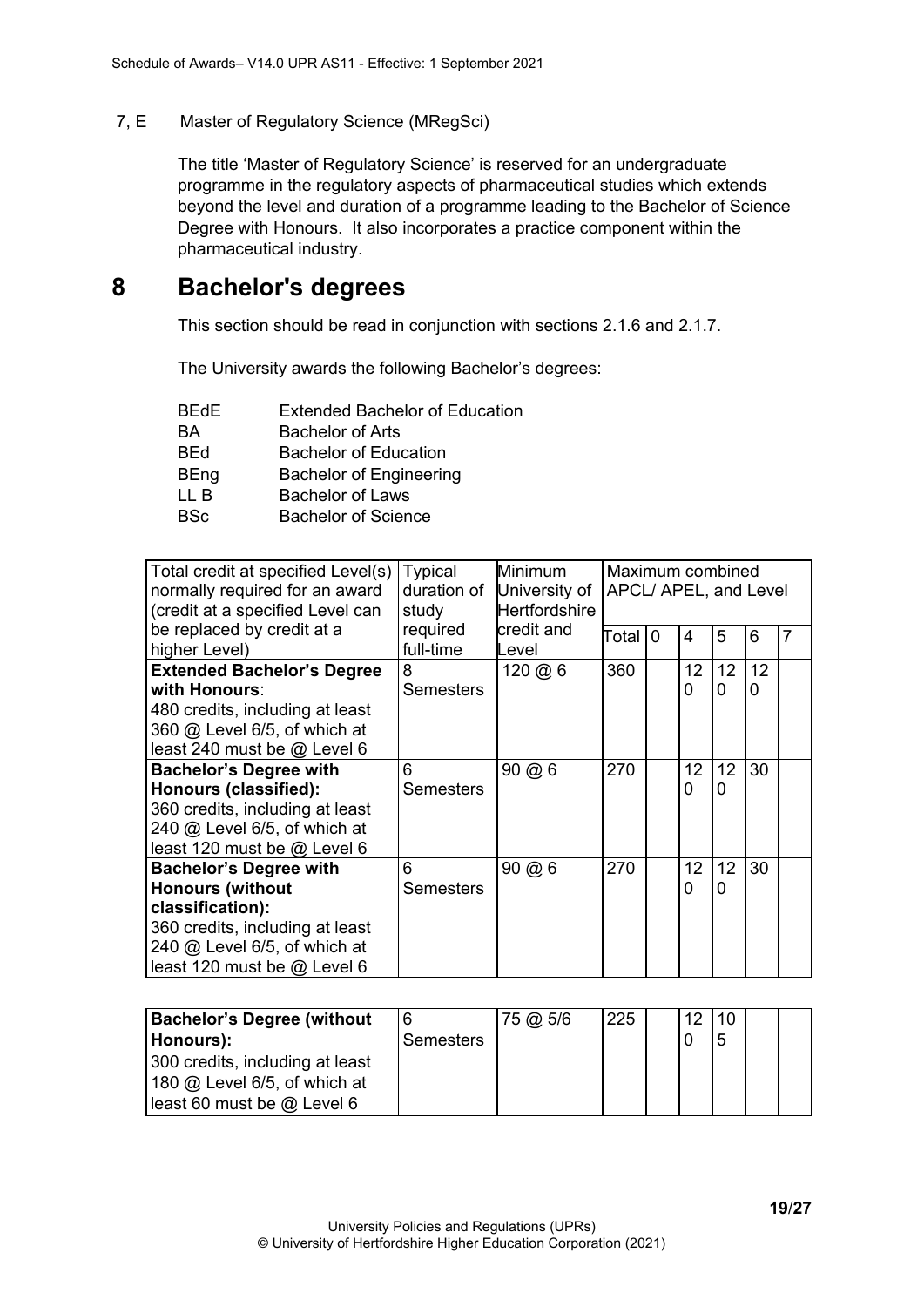7, E Master of Regulatory Science (MRegSci)

The title 'Master of Regulatory Science' is reserved for an undergraduate programme in the regulatory aspects of pharmaceutical studies which extends beyond the level and duration of a programme leading to the Bachelor of Science Degree with Honours. It also incorporates a practice component within the pharmaceutical industry.

# 8 Bachelor's degrees

This section should be read in conjunction with sections 2.1.6 and 2.1.7.

The University awards the following Bachelor's degrees:

| | |
|---|---|
| BEdE | Extended Bachelor of Education |
| BA | Bachelor of Arts |
| BEd | Bachelor of Education |
| BEng | Bachelor of Engineering |
| LL B | Bachelor of Laws |
| BSc | Bachelor of Science |

| Total credit at specified Level(s) normally required for an award (credit at a specified Level can be replaced by credit at a higher Level) | Typical duration of study required full-time | Minimum University of Hertfordshire credit and Level | Maximum combined APCL/ APEL, and Level | | | | | |
|---|---|---|---|---|---|---|---|---|
| | | | Total | 0 | 4 | 5 | 6 | 7 |
| **Extended Bachelor's Degree with Honours**: 480 credits, including at least 360 @ Level 6/5, of which at least 240 must be @ Level 6 | 8 Semesters | 120 @ 6 | 360 | | 120 | 120 | 120 | |
| **Bachelor's Degree with Honours (classified):** 360 credits, including at least 240 @ Level 6/5, of which at least 120 must be @ Level 6 | 6 Semesters | 90 @ 6 | 270 | | 120 | 120 | 30 | |
| **Bachelor's Degree with Honours (without classification):** 360 credits, including at least 240 @ Level 6/5, of which at least 120 must be @ Level 6 | 6 Semesters | 90 @ 6 | 270 | | 120 | 120 | 30 | |
| **Bachelor's Degree (without Honours):** 300 credits, including at least 180 @ Level 6/5, of which at least 60 must be @ Level 6 | 6 Semesters | 75 @ 5/6 | 225 | | 120 | 105 | | |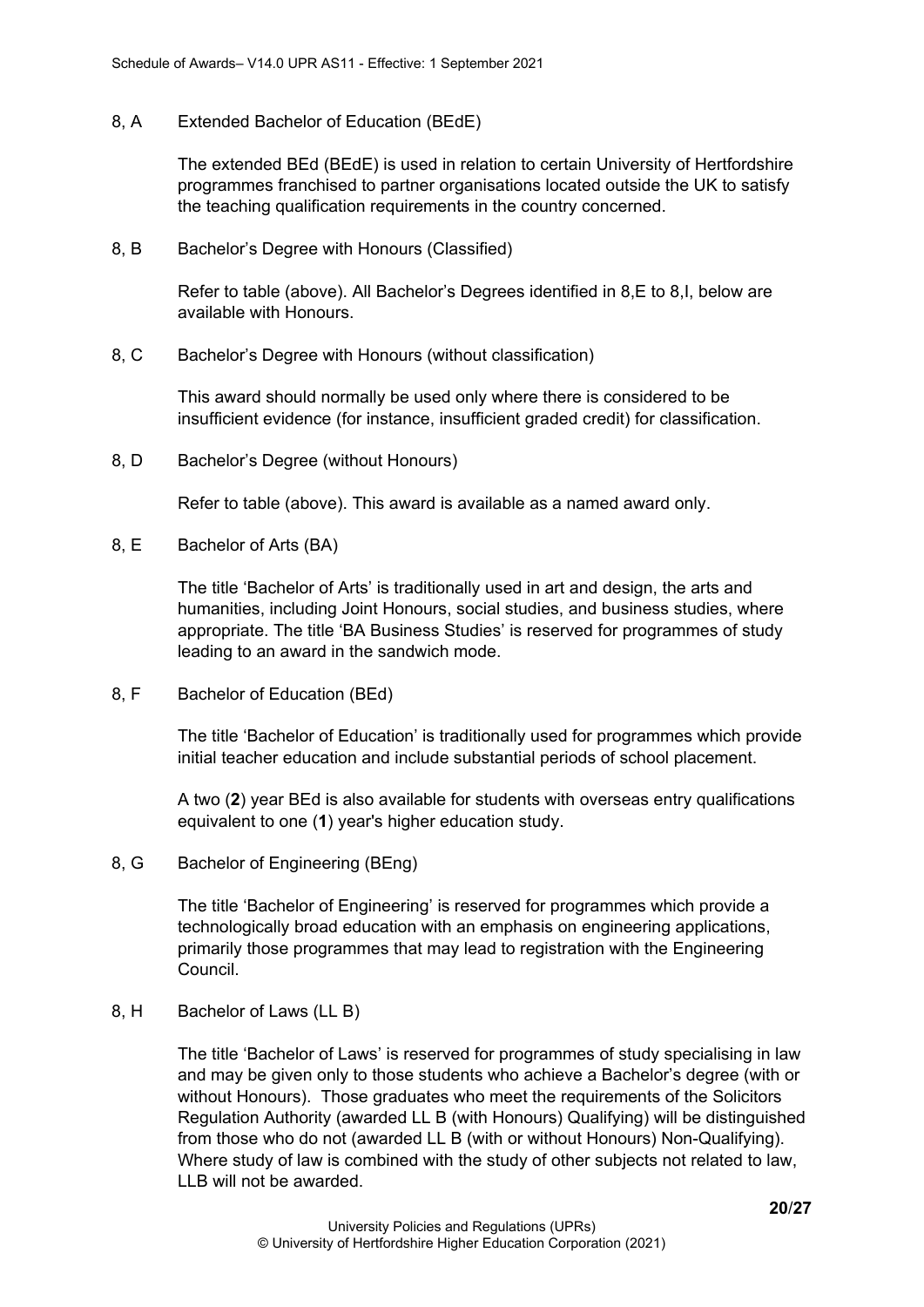**8, A Extended Bachelor of Education (BEdE)**

The extended BEd (BEdE) is used in relation to certain University of Hertfordshire programmes franchised to partner organisations located outside the UK to satisfy the teaching qualification requirements in the country concerned.

**8, B Bachelor's Degree with Honours (Classified)**

Refer to table (above). All Bachelor's Degrees identified in 8,E to 8,I, below are available with Honours.

**8, C Bachelor's Degree with Honours (without classification)**

This award should normally be used only where there is considered to be insufficient evidence (for instance, insufficient graded credit) for classification.

**8, D Bachelor's Degree (without Honours)**

Refer to table (above). This award is available as a named award only.

**8, E Bachelor of Arts (BA)**

The title 'Bachelor of Arts' is traditionally used in art and design, the arts and humanities, including Joint Honours, social studies, and business studies, where appropriate. The title 'BA Business Studies' is reserved for programmes of study leading to an award in the sandwich mode.

**8, F Bachelor of Education (BEd)**

The title 'Bachelor of Education' is traditionally used for programmes which provide initial teacher education and include substantial periods of school placement.

A two (**2**) year BEd is also available for students with overseas entry qualifications equivalent to one (**1**) year's higher education study.

**8, G Bachelor of Engineering (BEng)**

The title 'Bachelor of Engineering' is reserved for programmes which provide a technologically broad education with an emphasis on engineering applications, primarily those programmes that may lead to registration with the Engineering Council.

**8, H Bachelor of Laws (LL B)**

The title 'Bachelor of Laws' is reserved for programmes of study specialising in law and may be given only to those students who achieve a Bachelor's degree (with or without Honours). Those graduates who meet the requirements of the Solicitors Regulation Authority (awarded LL B (with Honours) Qualifying) will be distinguished from those who do not (awarded LL B (with or without Honours) Non-Qualifying). Where study of law is combined with the study of other subjects not related to law, LLB will not be awarded.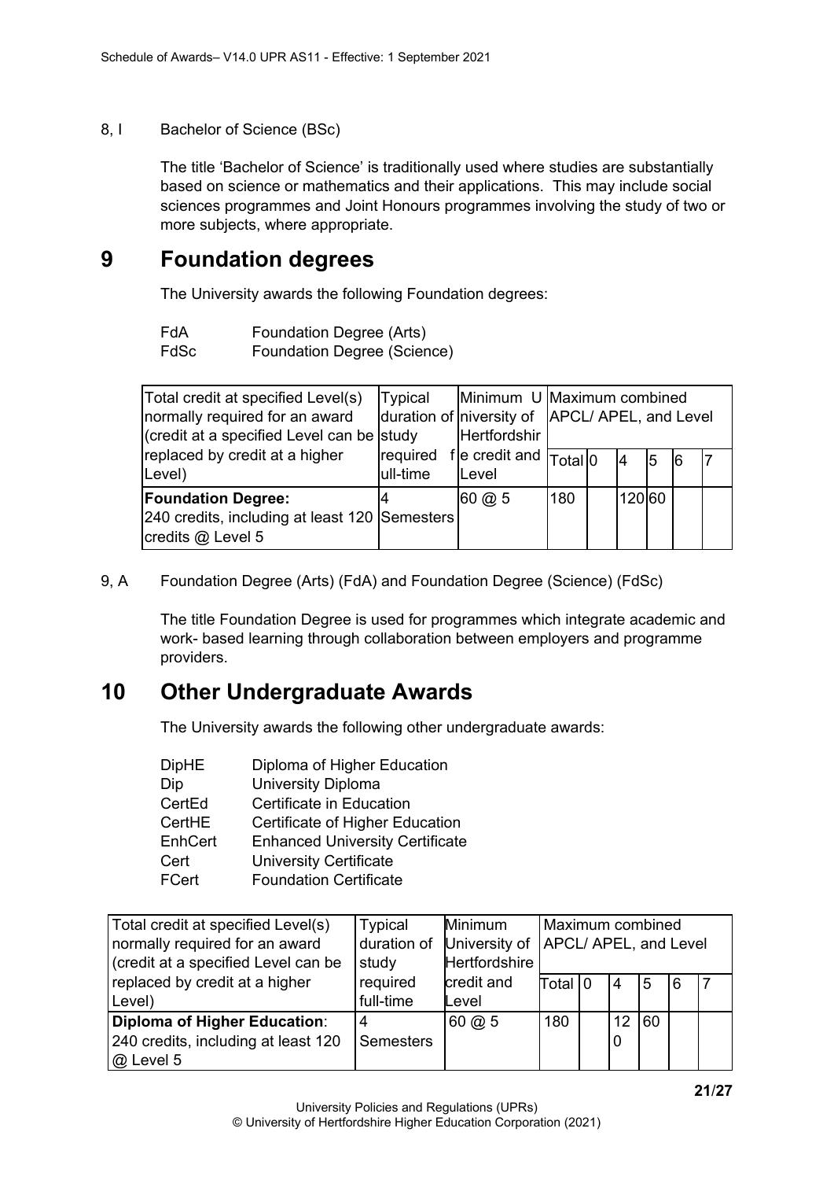8, I Bachelor of Science (BSc)

The title 'Bachelor of Science' is traditionally used where studies are substantially based on science or mathematics and their applications. This may include social sciences programmes and Joint Honours programmes involving the study of two or more subjects, where appropriate.

# 9 Foundation degrees

The University awards the following Foundation degrees:

FdA Foundation Degree (Arts)
FdSc Foundation Degree (Science)

| Total credit at specified Level(s) normally required for an award (credit at a specified Level can be replaced by credit at a higher Level) | Typical duration of study required full-time | Minimum University of Hertfordshire credit and Level | Maximum combined APCL/ APEL, and Level | | | | | |
|---|---|---|---|---|---|---|---|---|
| | | | Total | 0 | 4 | 5 | 6 | 7 |
| **Foundation Degree:** 240 credits, including at least 120 credits @ Level 5 | 4 Semesters | 60 @ 5 | 180 | | 120 | 60 | | |

9, A Foundation Degree (Arts) (FdA) and Foundation Degree (Science) (FdSc)

The title Foundation Degree is used for programmes which integrate academic and work- based learning through collaboration between employers and programme providers.

# 10 Other Undergraduate Awards

The University awards the following other undergraduate awards:

DipHE Diploma of Higher Education
Dip University Diploma
CertEd Certificate in Education
CertHE Certificate of Higher Education
EnhCert Enhanced University Certificate
Cert University Certificate
FCert Foundation Certificate

| Total credit at specified Level(s) normally required for an award (credit at a specified Level can be replaced by credit at a higher Level) | Typical duration of study required full-time | Minimum University of Hertfordshire credit and Level | Maximum combined APCL/ APEL, and Level | | | | | |
|---|---|---|---|---|---|---|---|---|
| | | | Total | 0 | 4 | 5 | 6 | 7 |
| **Diploma of Higher Education**: 240 credits, including at least 120 @ Level 5 | 4 Semesters | 60 @ 5 | 180 | | 120 | 60 | | |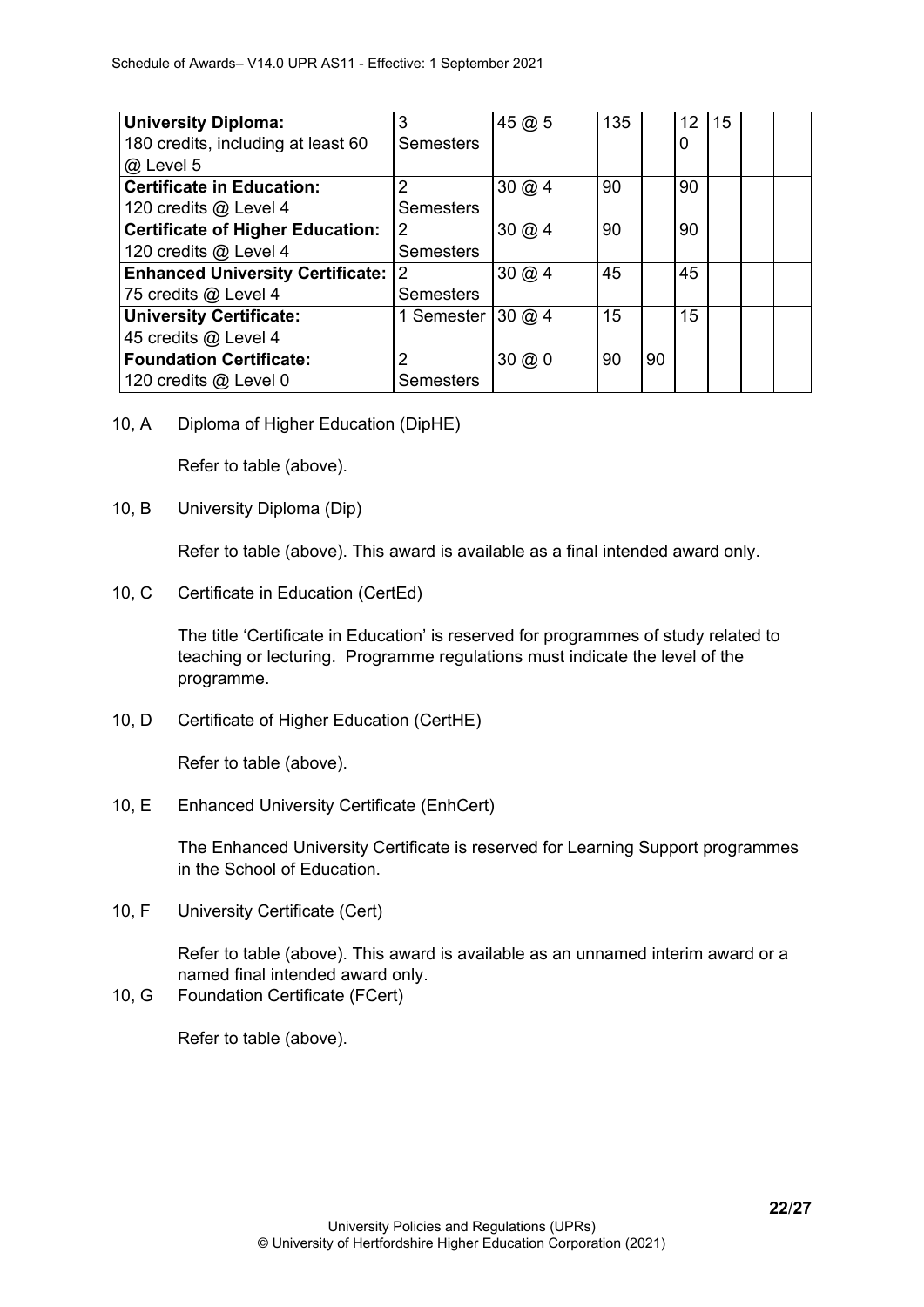| | | | | | | | | |
|---|---|---|---|---|---|---|---|---|
| **University Diploma:** 180 credits, including at least 60 @ Level 5 | 3 Semesters | 45 @ 5 | 135 | | 120 | 15 | | |
| **Certificate in Education:** 120 credits @ Level 4 | 2 Semesters | 30 @ 4 | 90 | | 90 | | | |
| **Certificate of Higher Education:** 120 credits @ Level 4 | 2 Semesters | 30 @ 4 | 90 | | 90 | | | |
| **Enhanced University Certificate:** 75 credits @ Level 4 | 2 Semesters | 30 @ 4 | 45 | | 45 | | | |
| **University Certificate:** 45 credits @ Level 4 | 1 Semester | 30 @ 4 | 15 | | 15 | | | |
| **Foundation Certificate:** 120 credits @ Level 0 | 2 Semesters | 30 @ 0 | 90 | 90 | | | | |

10, A Diploma of Higher Education (DipHE)

Refer to table (above).

10, B University Diploma (Dip)

Refer to table (above). This award is available as a final intended award only.

10, C Certificate in Education (CertEd)

The title 'Certificate in Education' is reserved for programmes of study related to teaching or lecturing. Programme regulations must indicate the level of the programme.

10, D Certificate of Higher Education (CertHE)

Refer to table (above).

10, E Enhanced University Certificate (EnhCert)

The Enhanced University Certificate is reserved for Learning Support programmes in the School of Education.

10, F University Certificate (Cert)

Refer to table (above). This award is available as an unnamed interim award or a named final intended award only.

10, G Foundation Certificate (FCert)

Refer to table (above).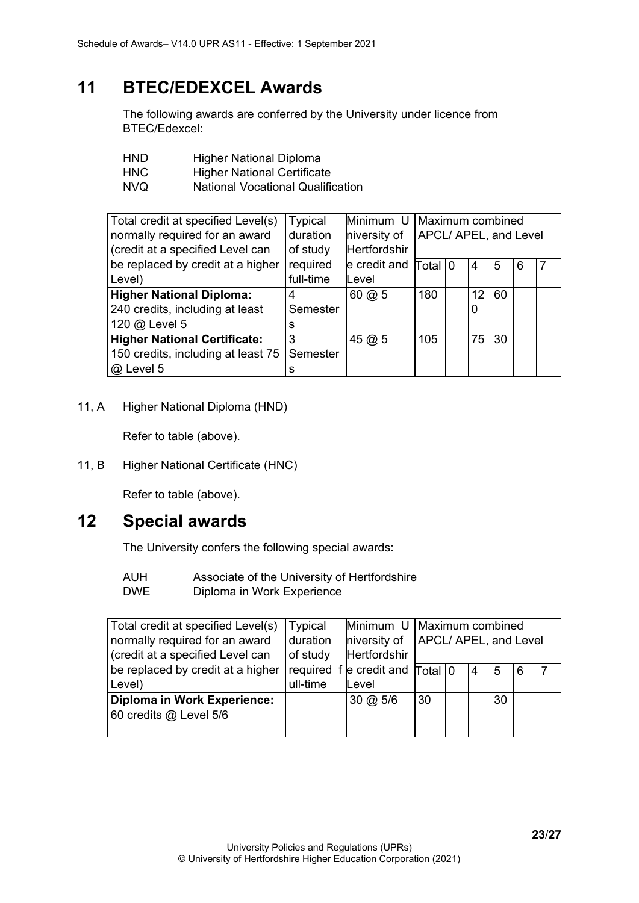# 11 BTEC/EDEXCEL Awards

The following awards are conferred by the University under licence from BTEC/Edexcel:

| | |
|---|---|
| HND | Higher National Diploma |
| HNC | Higher National Certificate |
| NVQ | National Vocational Qualification |

| Total credit at specified Level(s) normally required for an award (credit at a specified Level can be replaced by credit at a higher Level) | Typical duration of study required full-time | Minimum University of Hertfordshire credit and Level | Maximum combined APCL/ APEL, and Level | | | | | |
|---|---|---|---|---|---|---|---|---|
| | | | Total | 0 | 4 | 5 | 6 | 7 |
| **Higher National Diploma:** 240 credits, including at least 120 @ Level 5 | 4 Semesters | 60 @ 5 | 180 | | 120 | 60 | | |
| **Higher National Certificate:** 150 credits, including at least 75 @ Level 5 | 3 Semesters | 45 @ 5 | 105 | | 75 | 30 | | |

11, A Higher National Diploma (HND)

Refer to table (above).

11, B Higher National Certificate (HNC)

Refer to table (above).

# 12 Special awards

The University confers the following special awards:

| | |
|---|---|
| AUH | Associate of the University of Hertfordshire |
| DWE | Diploma in Work Experience |

| Total credit at specified Level(s) normally required for an award (credit at a specified Level can be replaced by credit at a higher Level) | Typical duration of study required full-time | Minimum University of Hertfordshire credit and Level | Maximum combined APCL/ APEL, and Level | | | | | |
|---|---|---|---|---|---|---|---|---|
| | | | Total | 0 | 4 | 5 | 6 | 7 |
| **Diploma in Work Experience:** 60 credits @ Level 5/6 | | 30 @ 5/6 | 30 | | | 30 | | |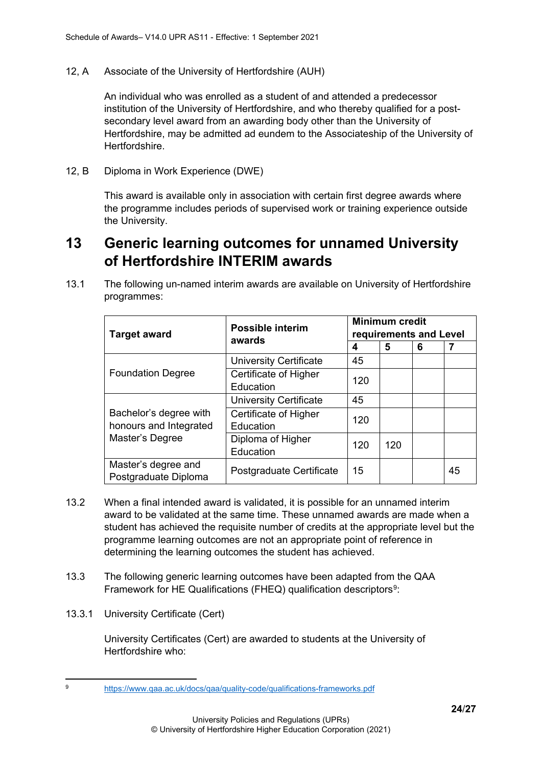12, A Associate of the University of Hertfordshire (AUH)

An individual who was enrolled as a student of and attended a predecessor institution of the University of Hertfordshire, and who thereby qualified for a post-secondary level award from an awarding body other than the University of Hertfordshire, may be admitted ad eundem to the Associateship of the University of Hertfordshire.

12, B Diploma in Work Experience (DWE)

This award is available only in association with certain first degree awards where the programme includes periods of supervised work or training experience outside the University.

## 13 Generic learning outcomes for unnamed University of Hertfordshire INTERIM awards

13.1 The following un-named interim awards are available on University of Hertfordshire programmes:

| Target award | Possible interim awards | Minimum credit requirements and Level | | | |
|---|---|---|---|---|---|
| | | 4 | 5 | 6 | 7 |
| Foundation Degree | University Certificate | 45 | | | |
| | Certificate of Higher Education | 120 | | | |
| Bachelor's degree with honours and Integrated Master's Degree | University Certificate | 45 | | | |
| | Certificate of Higher Education | 120 | | | |
| | Diploma of Higher Education | 120 | 120 | | |
| Master's degree and Postgraduate Diploma | Postgraduate Certificate | 15 | | | 45 |

13.2 When a final intended award is validated, it is possible for an unnamed interim award to be validated at the same time. These unnamed awards are made when a student has achieved the requisite number of credits at the appropriate level but the programme learning outcomes are not an appropriate point of reference in determining the learning outcomes the student has achieved.

13.3 The following generic learning outcomes have been adapted from the QAA Framework for HE Qualifications (FHEQ) qualification descriptors[9]:

13.3.1 University Certificate (Cert)

University Certificates (Cert) are awarded to students at the University of Hertfordshire who:

[9] https://www.qaa.ac.uk/docs/qaa/quality-code/qualifications-frameworks.pdf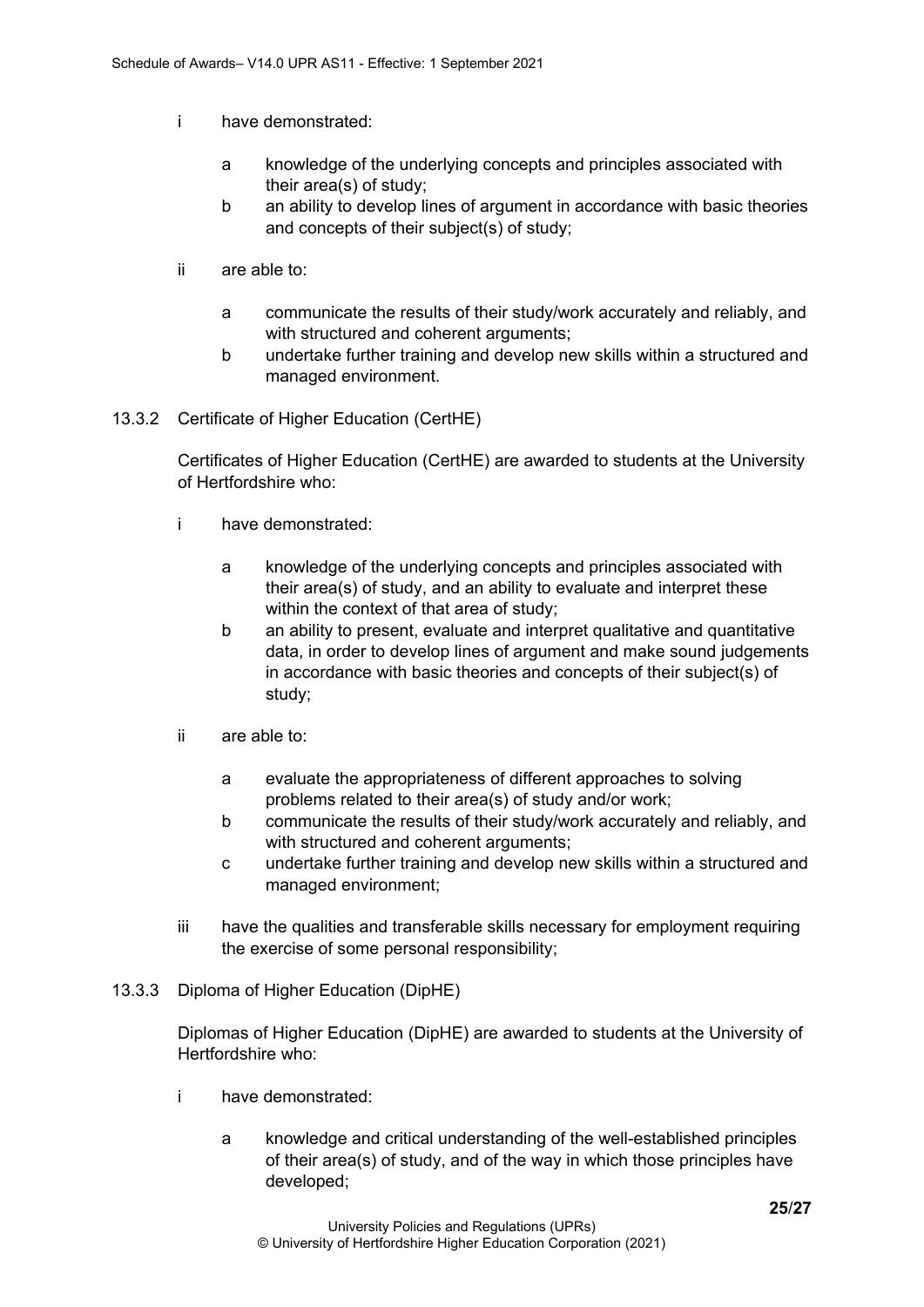i have demonstrated:

  a knowledge of the underlying concepts and principles associated with their area(s) of study;

  b an ability to develop lines of argument in accordance with basic theories and concepts of their subject(s) of study;

ii are able to:

  a communicate the results of their study/work accurately and reliably, and with structured and coherent arguments;

  b undertake further training and develop new skills within a structured and managed environment.

#### 13.3.2 Certificate of Higher Education (CertHE)

Certificates of Higher Education (CertHE) are awarded to students at the University of Hertfordshire who:

i have demonstrated:

  a knowledge of the underlying concepts and principles associated with their area(s) of study, and an ability to evaluate and interpret these within the context of that area of study;

  b an ability to present, evaluate and interpret qualitative and quantitative data, in order to develop lines of argument and make sound judgements in accordance with basic theories and concepts of their subject(s) of study;

ii are able to:

  a evaluate the appropriateness of different approaches to solving problems related to their area(s) of study and/or work;

  b communicate the results of their study/work accurately and reliably, and with structured and coherent arguments;

  c undertake further training and develop new skills within a structured and managed environment;

iii have the qualities and transferable skills necessary for employment requiring the exercise of some personal responsibility;

#### 13.3.3 Diploma of Higher Education (DipHE)

Diplomas of Higher Education (DipHE) are awarded to students at the University of Hertfordshire who:

i have demonstrated:

  a knowledge and critical understanding of the well-established principles of their area(s) of study, and of the way in which those principles have developed;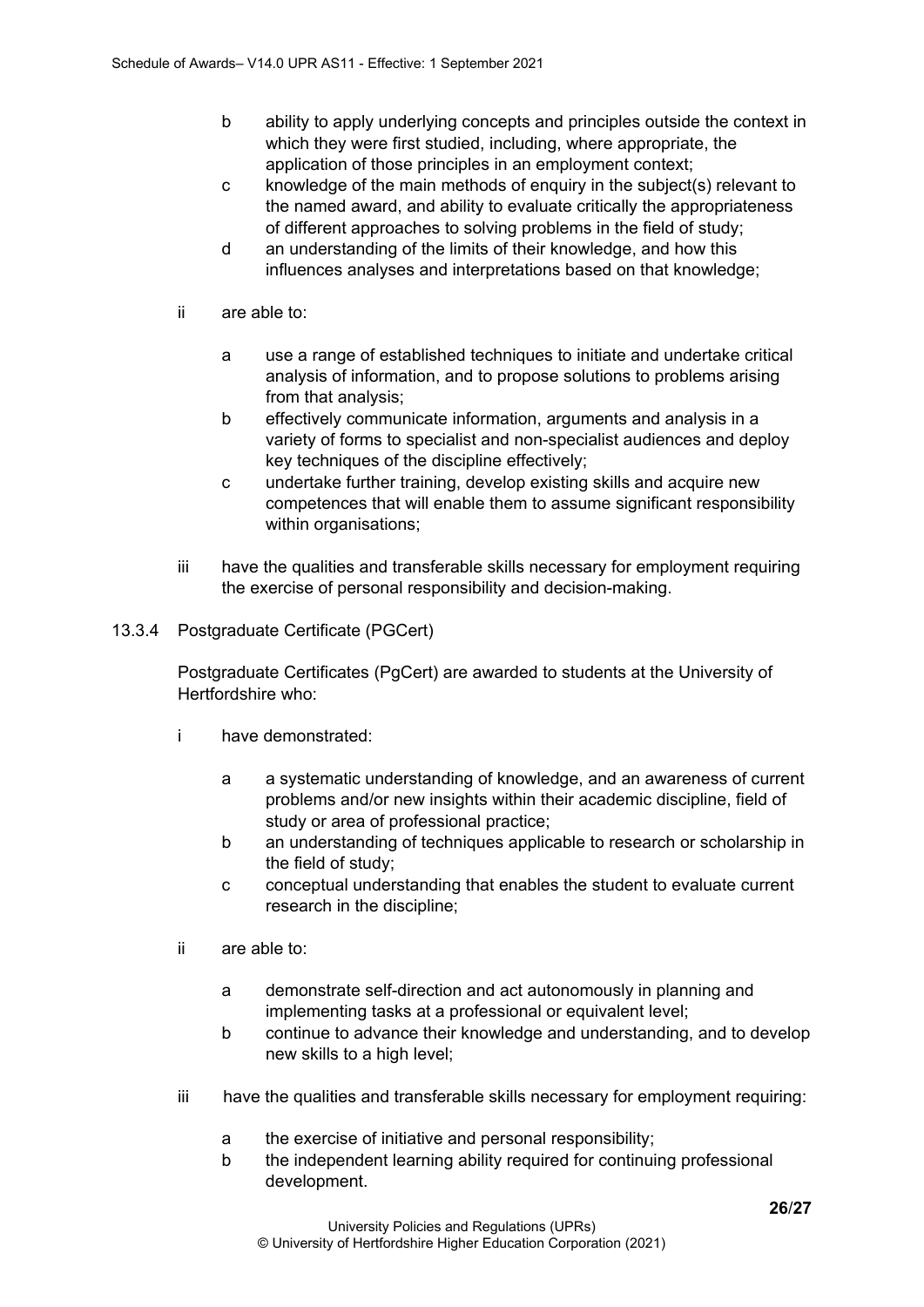b ability to apply underlying concepts and principles outside the context in which they were first studied, including, where appropriate, the application of those principles in an employment context;

c knowledge of the main methods of enquiry in the subject(s) relevant to the named award, and ability to evaluate critically the appropriateness of different approaches to solving problems in the field of study;

d an understanding of the limits of their knowledge, and how this influences analyses and interpretations based on that knowledge;

ii are able to:

a use a range of established techniques to initiate and undertake critical analysis of information, and to propose solutions to problems arising from that analysis;

b effectively communicate information, arguments and analysis in a variety of forms to specialist and non-specialist audiences and deploy key techniques of the discipline effectively;

c undertake further training, develop existing skills and acquire new competences that will enable them to assume significant responsibility within organisations;

iii have the qualities and transferable skills necessary for employment requiring the exercise of personal responsibility and decision-making.

### 13.3.4 Postgraduate Certificate (PGCert)

Postgraduate Certificates (PgCert) are awarded to students at the University of Hertfordshire who:

i have demonstrated:

a a systematic understanding of knowledge, and an awareness of current problems and/or new insights within their academic discipline, field of study or area of professional practice;

b an understanding of techniques applicable to research or scholarship in the field of study;

c conceptual understanding that enables the student to evaluate current research in the discipline;

ii are able to:

a demonstrate self-direction and act autonomously in planning and implementing tasks at a professional or equivalent level;

b continue to advance their knowledge and understanding, and to develop new skills to a high level;

iii have the qualities and transferable skills necessary for employment requiring:

a the exercise of initiative and personal responsibility;

b the independent learning ability required for continuing professional development.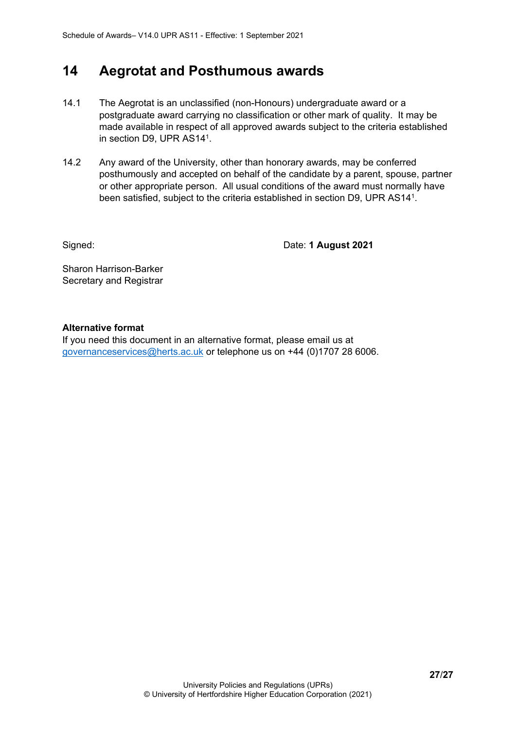## 14 Aegrotat and Posthumous awards

14.1 The Aegrotat is an unclassified (non-Honours) undergraduate award or a postgraduate award carrying no classification or other mark of quality. It may be made available in respect of all approved awards subject to the criteria established in section D9, UPR AS14[1].

14.2 Any award of the University, other than honorary awards, may be conferred posthumously and accepted on behalf of the candidate by a parent, spouse, partner or other appropriate person. All usual conditions of the award must normally have been satisfied, subject to the criteria established in section D9, UPR AS14[1].

Signed: Date: **1 August 2021**

Sharon Harrison-Barker
Secretary and Registrar

**Alternative format**
If you need this document in an alternative format, please email us at governanceservices@herts.ac.uk or telephone us on +44 (0)1707 28 6006.